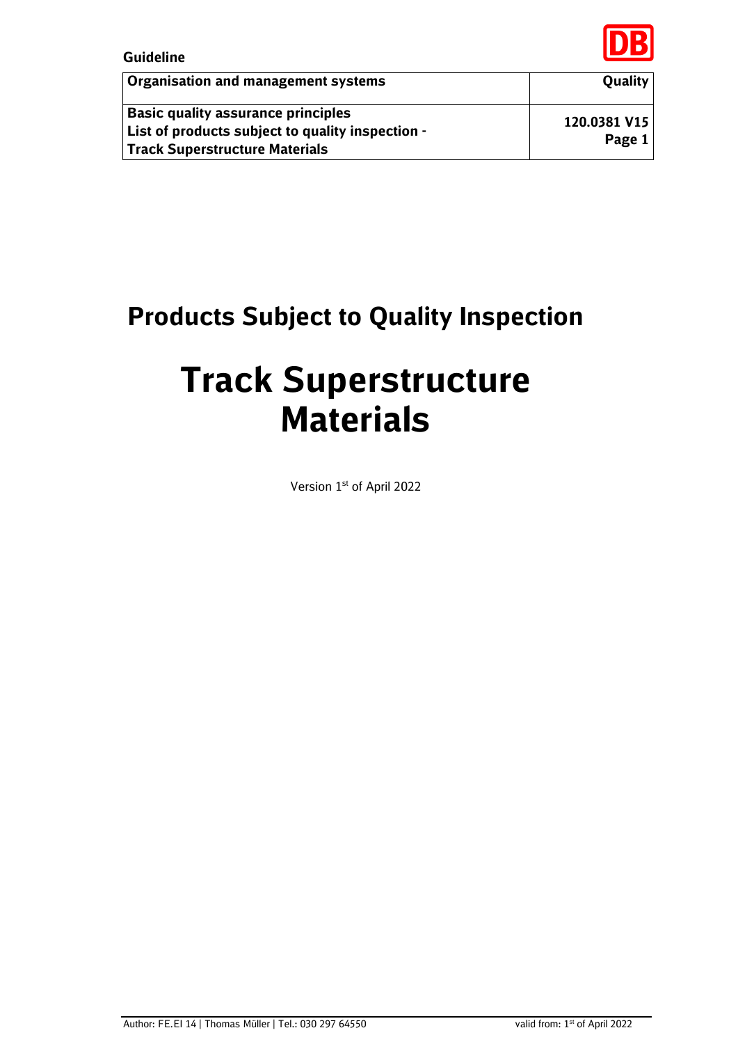Guideline

| Organisation and management systems | Quality |
|---|---|
| Basic quality assurance principles<br>List of products subject to quality inspection -<br>Track Superstructure Materials | 120.0381 V15<br>Page 1 |

# Products Subject to Quality Inspection

# Track Superstructure Materials

Version 1st of April 2022

Author: FE.EI 14 | Thomas Müller | Tel.: 030 297 64550 valid from: 1st of April 2022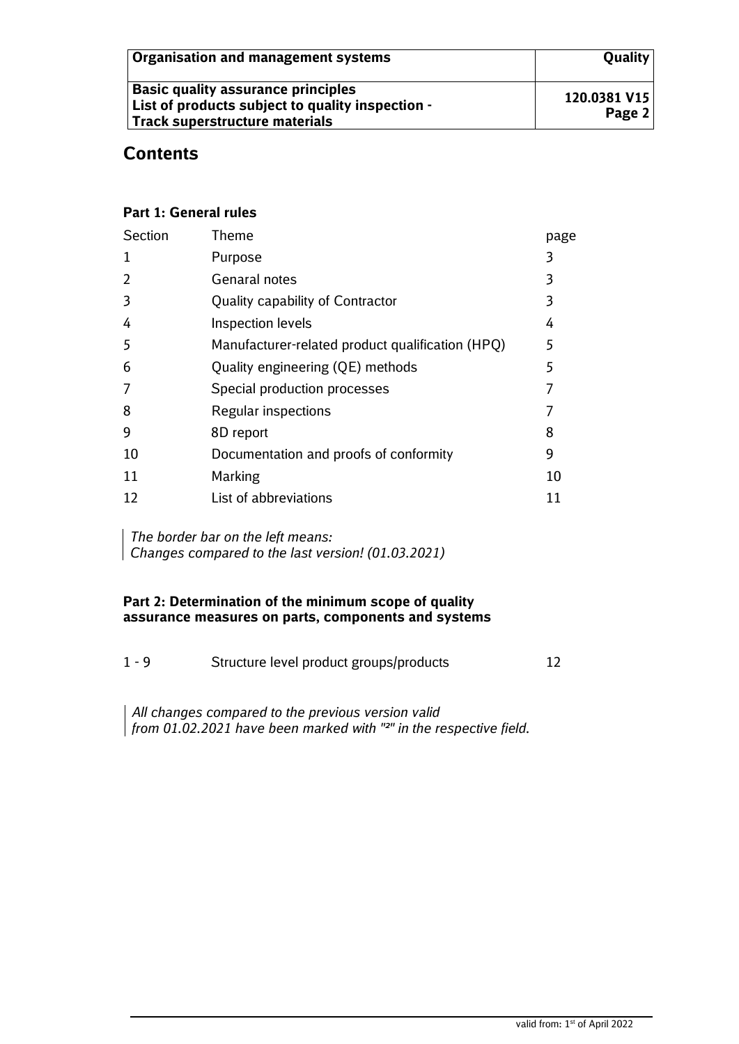## Contents

### Part 1: General rules

| Section | Theme | page |
|---|---|---|
| 1 | Purpose | 3 |
| 2 | Genaral notes | 3 |
| 3 | Quality capability of Contractor | 3 |
| 4 | Inspection levels | 4 |
| 5 | Manufacturer-related product qualification (HPQ) | 5 |
| 6 | Quality engineering (QE) methods | 5 |
| 7 | Special production processes | 7 |
| 8 | Regular inspections | 7 |
| 9 | 8D report | 8 |
| 10 | Documentation and proofs of conformity | 9 |
| 11 | Marking | 10 |
| 12 | List of abbreviations | 11 |

*The border bar on the left means:*
*Changes compared to the last version! (01.03.2021)*

### Part 2: Determination of the minimum scope of quality assurance measures on parts, components and systems

| | | |
|---|---|---|
| 1 - 9 | Structure level product groups/products | 12 |

*All changes compared to the previous version valid from 01.02.2021 have been marked with "²" in the respective field.*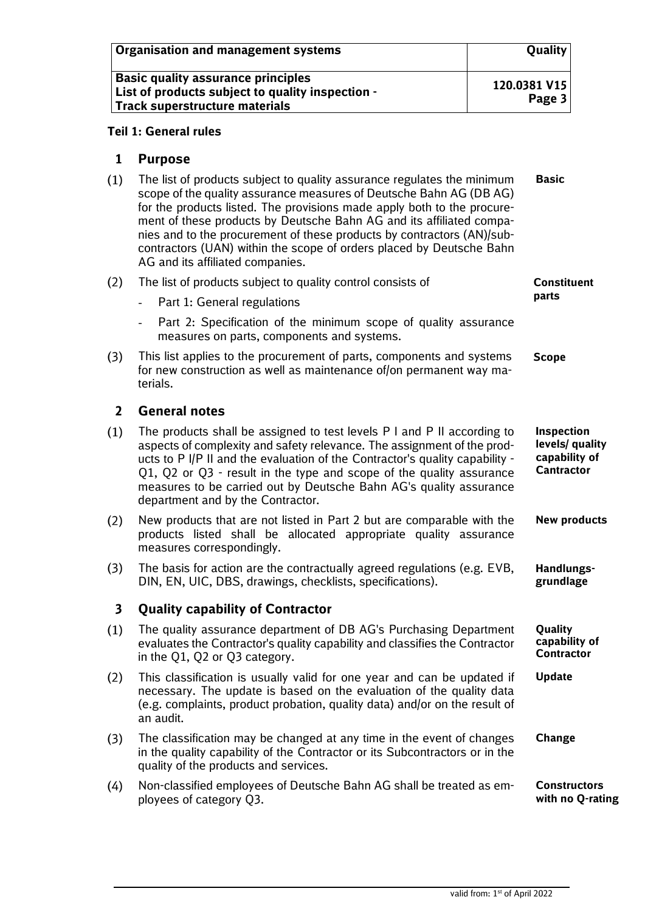**Teil 1: General rules**

## 1 Purpose

(1) The list of products subject to quality assurance regulates the minimum scope of the quality assurance measures of Deutsche Bahn AG (DB AG) for the products listed. The provisions made apply both to the procurement of these products by Deutsche Bahn AG and its affiliated companies and to the procurement of these products by contractors (AN)/subcontractors (UAN) within the scope of orders placed by Deutsche Bahn AG and its affiliated companies. **Basic**

(2) The list of products subject to quality control consists of **Constituent parts**

- Part 1: General regulations
- Part 2: Specification of the minimum scope of quality assurance measures on parts, components and systems.

(3) This list applies to the procurement of parts, components and systems for new construction as well as maintenance of/on permanent way materials. **Scope**

## 2 General notes

(1) The products shall be assigned to test levels P I and P II according to aspects of complexity and safety relevance. The assignment of the products to P I/P II and the evaluation of the Contractor's quality capability - Q1, Q2 or Q3 - result in the type and scope of the quality assurance measures to be carried out by Deutsche Bahn AG's quality assurance department and by the Contractor. **Inspection levels/ quality capability of Cantractor**

(2) New products that are not listed in Part 2 but are comparable with the products listed shall be allocated appropriate quality assurance measures correspondingly. **New products**

(3) The basis for action are the contractually agreed regulations (e.g. EVB, DIN, EN, UIC, DBS, drawings, checklists, specifications). **Handlungsgrundlage**

## 3 Quality capability of Contractor

(1) The quality assurance department of DB AG's Purchasing Department evaluates the Contractor's quality capability and classifies the Contractor in the Q1, Q2 or Q3 category. **Quality capability of Contractor**

(2) This classification is usually valid for one year and can be updated if necessary. The update is based on the evaluation of the quality data (e.g. complaints, product probation, quality data) and/or on the result of an audit. **Update**

(3) The classification may be changed at any time in the event of changes in the quality capability of the Contractor or its Subcontractors or in the quality of the products and services. **Change**

(4) Non-classified employees of Deutsche Bahn AG shall be treated as employees of category Q3. **Constructors with no Q-rating**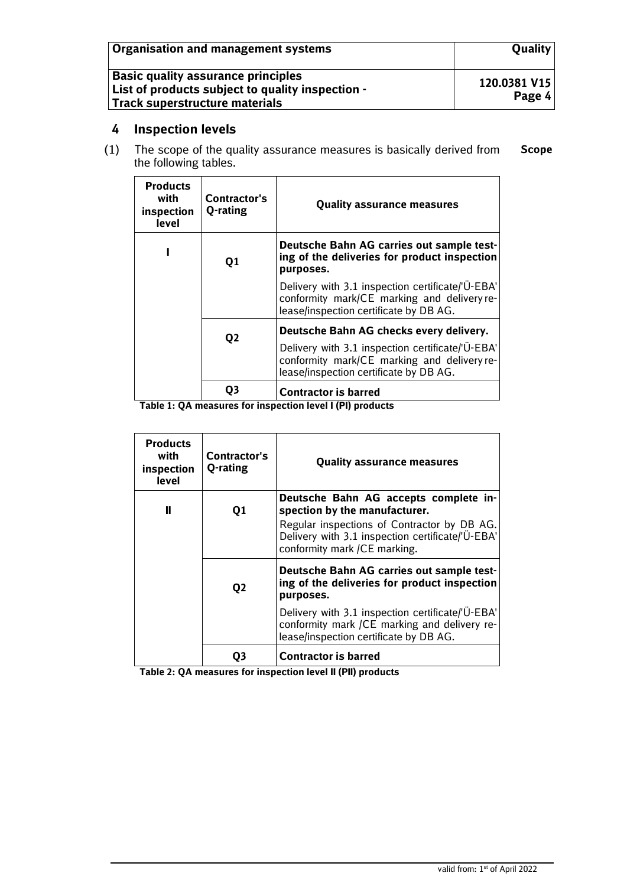## 4 Inspection levels

(1) The scope of the quality assurance measures is basically derived from the following tables. **Scope**

| Products with inspection level | Contractor's Q-rating | Quality assurance measures |
|---|---|---|
| I | Q1 | **Deutsche Bahn AG carries out sample testing of the deliveries for product inspection purposes.** Delivery with 3.1 inspection certificate/'Ü-EBA' conformity mark/CE marking and delivery release/inspection certificate by DB AG. |
| | Q2 | **Deutsche Bahn AG checks every delivery.** Delivery with 3.1 inspection certificate/'Ü-EBA' conformity mark/CE marking and delivery release/inspection certificate by DB AG. |
| | Q3 | **Contractor is barred** |

**Table 1: QA measures for inspection level I (PI) products**

| Products with inspection level | Contractor's Q-rating | Quality assurance measures |
|---|---|---|
| II | Q1 | **Deutsche Bahn AG accepts complete inspection by the manufacturer.** Regular inspections of Contractor by DB AG. Delivery with 3.1 inspection certificate/'Ü-EBA' conformity mark /CE marking. |
| | Q2 | **Deutsche Bahn AG carries out sample testing of the deliveries for product inspection purposes.** Delivery with 3.1 inspection certificate/'Ü-EBA' conformity mark /CE marking and delivery release/inspection certificate by DB AG. |
| | Q3 | **Contractor is barred** |

**Table 2: QA measures for inspection level II (PII) products**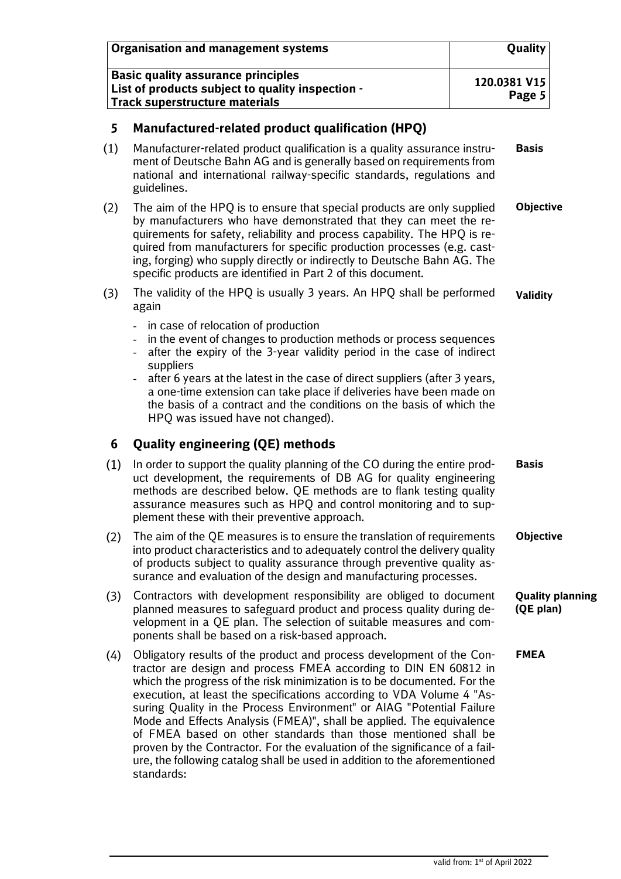## 5 Manufactured-related product qualification (HPQ)

(1) Manufacturer-related product qualification is a quality assurance instrument of Deutsche Bahn AG and is generally based on requirements from national and international railway-specific standards, regulations and guidelines. **Basis**

(2) The aim of the HPQ is to ensure that special products are only supplied by manufacturers who have demonstrated that they can meet the requirements for safety, reliability and process capability. The HPQ is required from manufacturers for specific production processes (e.g. casting, forging) who supply directly or indirectly to Deutsche Bahn AG. The specific products are identified in Part 2 of this document. **Objective**

(3) The validity of the HPQ is usually 3 years. An HPQ shall be performed again **Validity**

- in case of relocation of production
- in the event of changes to production methods or process sequences
- after the expiry of the 3-year validity period in the case of indirect suppliers
- after 6 years at the latest in the case of direct suppliers (after 3 years, a one-time extension can take place if deliveries have been made on the basis of a contract and the conditions on the basis of which the HPQ was issued have not changed).

## 6 Quality engineering (QE) methods

(1) In order to support the quality planning of the CO during the entire product development, the requirements of DB AG for quality engineering methods are described below. QE methods are to flank testing quality assurance measures such as HPQ and control monitoring and to supplement these with their preventive approach. **Basis**

(2) The aim of the QE measures is to ensure the translation of requirements into product characteristics and to adequately control the delivery quality of products subject to quality assurance through preventive quality assurance and evaluation of the design and manufacturing processes. **Objective**

(3) Contractors with development responsibility are obliged to document planned measures to safeguard product and process quality during development in a QE plan. The selection of suitable measures and components shall be based on a risk-based approach. **Quality planning (QE plan)**

(4) Obligatory results of the product and process development of the Contractor are design and process FMEA according to DIN EN 60812 in which the progress of the risk minimization is to be documented. For the execution, at least the specifications according to VDA Volume 4 "Assuring Quality in the Process Environment" or AIAG "Potential Failure Mode and Effects Analysis (FMEA)", shall be applied. The equivalence of FMEA based on other standards than those mentioned shall be proven by the Contractor. For the evaluation of the significance of a failure, the following catalog shall be used in addition to the aforementioned standards: **FMEA**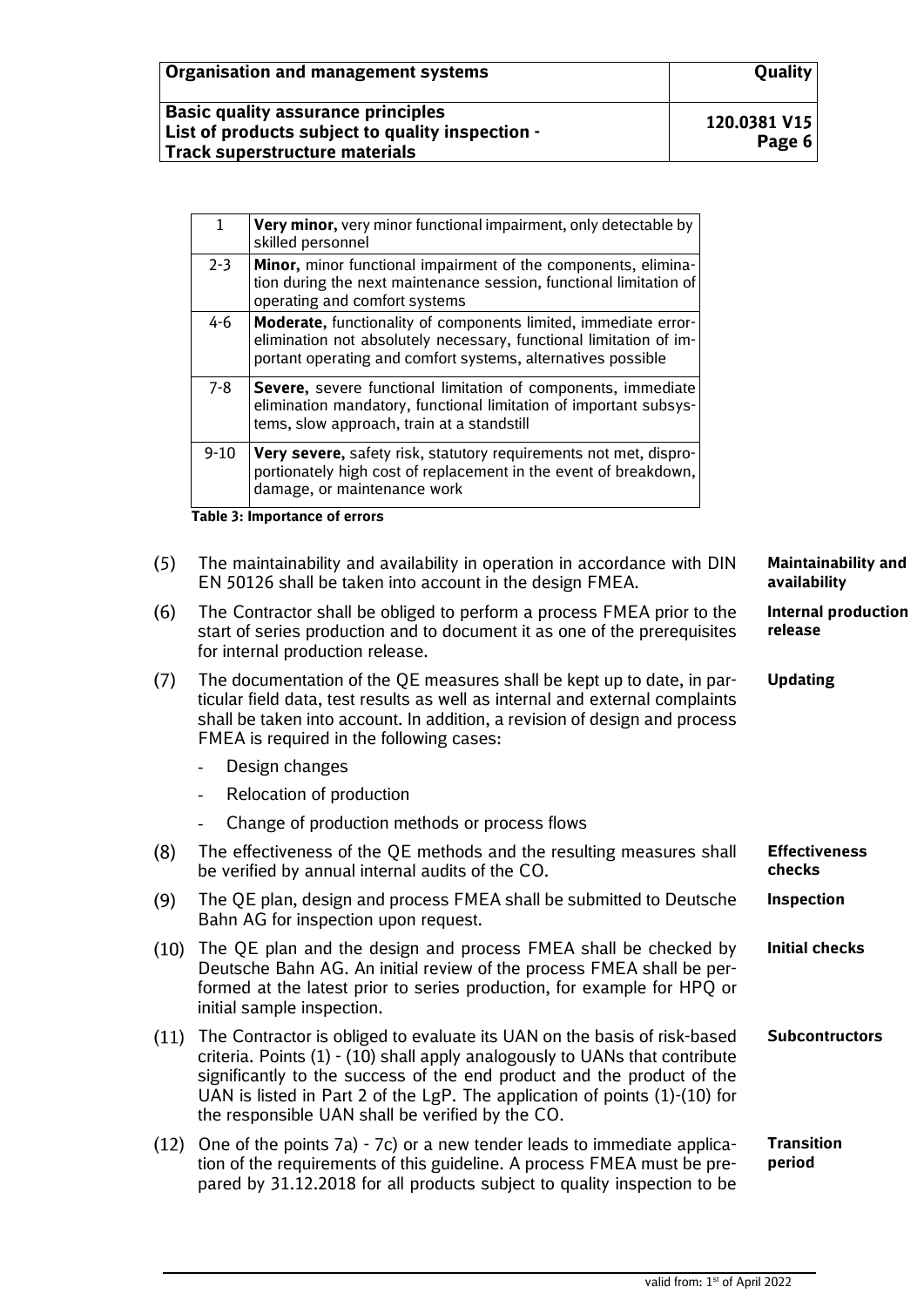| | |
|---|---|
| 1 | **Very minor,** very minor functional impairment, only detectable by skilled personnel |
| 2-3 | **Minor,** minor functional impairment of the components, elimination during the next maintenance session, functional limitation of operating and comfort systems |
| 4-6 | **Moderate,** functionality of components limited, immediate error-elimination not absolutely necessary, functional limitation of important operating and comfort systems, alternatives possible |
| 7-8 | **Severe,** severe functional limitation of components, immediate elimination mandatory, functional limitation of important subsystems, slow approach, train at a standstill |
| 9-10 | **Very severe,** safety risk, statutory requirements not met, disproportionately high cost of replacement in the event of breakdown, damage, or maintenance work |

**Table 3: Importance of errors**

(5) The maintainability and availability in operation in accordance with DIN EN 50126 shall be taken into account in the design FMEA. **Maintainability and availability**

(6) The Contractor shall be obliged to perform a process FMEA prior to the start of series production and to document it as one of the prerequisites for internal production release. **Internal production release**

(7) The documentation of the QE measures shall be kept up to date, in particular field data, test results as well as internal and external complaints shall be taken into account. In addition, a revision of design and process FMEA is required in the following cases: **Updating**

- Design changes
- Relocation of production
- Change of production methods or process flows

(8) The effectiveness of the QE methods and the resulting measures shall be verified by annual internal audits of the CO. **Effectiveness checks**

(9) The QE plan, design and process FMEA shall be submitted to Deutsche Bahn AG for inspection upon request. **Inspection**

(10) The QE plan and the design and process FMEA shall be checked by Deutsche Bahn AG. An initial review of the process FMEA shall be performed at the latest prior to series production, for example for HPQ or initial sample inspection. **Initial checks**

(11) The Contractor is obliged to evaluate its UAN on the basis of risk-based criteria. Points (1) - (10) shall apply analogously to UANs that contribute significantly to the success of the end product and the product of the UAN is listed in Part 2 of the LgP. The application of points (1)-(10) for the responsible UAN shall be verified by the CO. **Subcontractors**

(12) One of the points 7a) - 7c) or a new tender leads to immediate application of the requirements of this guideline. A process FMEA must be prepared by 31.12.2018 for all products subject to quality inspection to be **Transition period**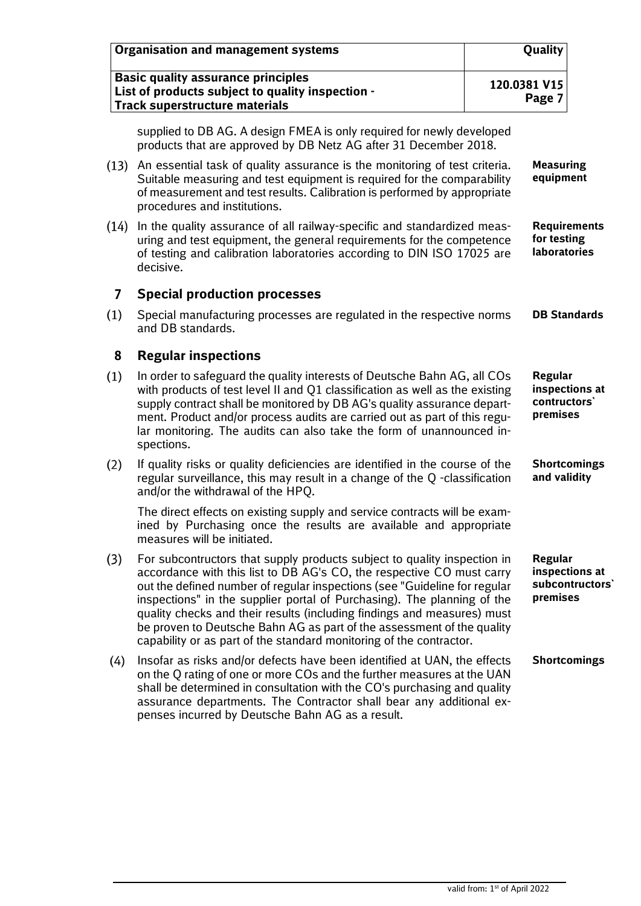supplied to DB AG. A design FMEA is only required for newly developed products that are approved by DB Netz AG after 31 December 2018.

(13) An essential task of quality assurance is the monitoring of test criteria. Suitable measuring and test equipment is required for the comparability of measurement and test results. Calibration is performed by appropriate procedures and institutions. **Measuring equipment**

(14) In the quality assurance of all railway-specific and standardized measuring and test equipment, the general requirements for the competence of testing and calibration laboratories according to DIN ISO 17025 are decisive. **Requirements for testing laboratories**

## 7 Special production processes

(1) Special manufacturing processes are regulated in the respective norms and DB standards. **DB Standards**

## 8 Regular inspections

(1) In order to safeguard the quality interests of Deutsche Bahn AG, all COs with products of test level II and Q1 classification as well as the existing supply contract shall be monitored by DB AG's quality assurance department. Product and/or process audits are carried out as part of this regular monitoring. The audits can also take the form of unannounced inspections. **Regular inspections at contructors` premises**

(2) If quality risks or quality deficiencies are identified in the course of the regular surveillance, this may result in a change of the Q -classification and/or the withdrawal of the HPQ. **Shortcomings and validity**

The direct effects on existing supply and service contracts will be examined by Purchasing once the results are available and appropriate measures will be initiated.

(3) For subcontructors that supply products subject to quality inspection in accordance with this list to DB AG's CO, the respective CO must carry out the defined number of regular inspections (see "Guideline for regular inspections" in the supplier portal of Purchasing). The planning of the quality checks and their results (including findings and measures) must be proven to Deutsche Bahn AG as part of the assessment of the quality capability or as part of the standard monitoring of the contractor. **Regular inspections at subcontructors` premises**

(4) Insofar as risks and/or defects have been identified at UAN, the effects on the Q rating of one or more COs and the further measures at the UAN shall be determined in consultation with the CO's purchasing and quality assurance departments. The Contractor shall bear any additional expenses incurred by Deutsche Bahn AG as a result. **Shortcomings**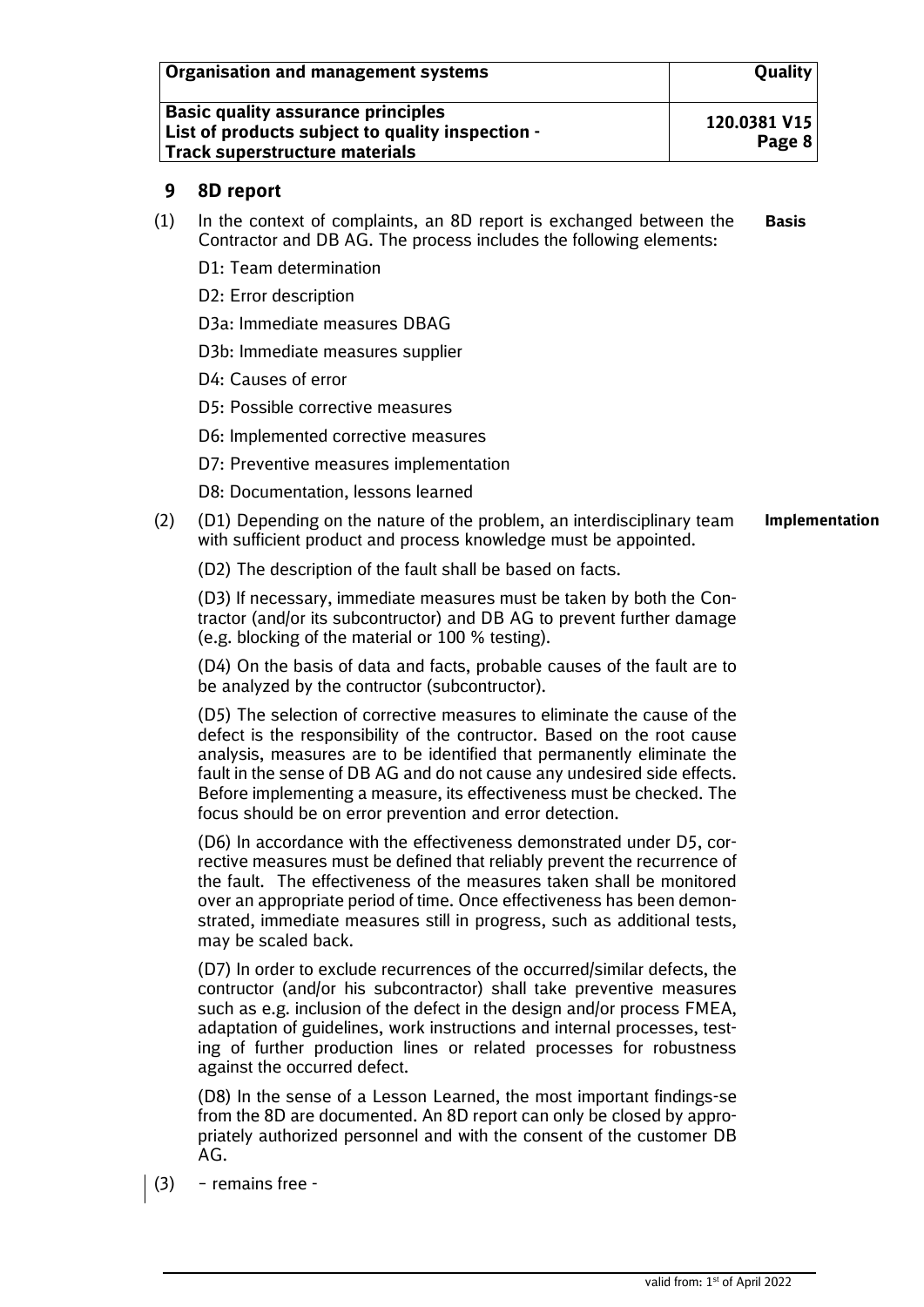## 9 8D report

(1) In the context of complaints, an 8D report is exchanged between the Contractor and DB AG. The process includes the following elements: **Basis**

D1: Team determination

D2: Error description

D3a: Immediate measures DBAG

D3b: Immediate measures supplier

D4: Causes of error

D5: Possible corrective measures

D6: Implemented corrective measures

D7: Preventive measures implementation

D8: Documentation, lessons learned

(2) (D1) Depending on the nature of the problem, an interdisciplinary team with sufficient product and process knowledge must be appointed. **Implementation**

(D2) The description of the fault shall be based on facts.

(D3) If necessary, immediate measures must be taken by both the Contractor (and/or its subcontructor) and DB AG to prevent further damage (e.g. blocking of the material or 100 % testing).

(D4) On the basis of data and facts, probable causes of the fault are to be analyzed by the contractor (subcontractor).

(D5) The selection of corrective measures to eliminate the cause of the defect is the responsibility of the contractor. Based on the root cause analysis, measures are to be identified that permanently eliminate the fault in the sense of DB AG and do not cause any undesired side effects. Before implementing a measure, its effectiveness must be checked. The focus should be on error prevention and error detection.

(D6) In accordance with the effectiveness demonstrated under D5, corrective measures must be defined that reliably prevent the recurrence of the fault. The effectiveness of the measures taken shall be monitored over an appropriate period of time. Once effectiveness has been demonstrated, immediate measures still in progress, such as additional tests, may be scaled back.

(D7) In order to exclude recurrences of the occurred/similar defects, the contractor (and/or his subcontractor) shall take preventive measures such as e.g. inclusion of the defect in the design and/or process FMEA, adaptation of guidelines, work instructions and internal processes, testing of further production lines or related processes for robustness against the occurred defect.

(D8) In the sense of a Lesson Learned, the most important findings-se from the 8D are documented. An 8D report can only be closed by appropriately authorized personnel and with the consent of the customer DB AG.

(3) – remains free -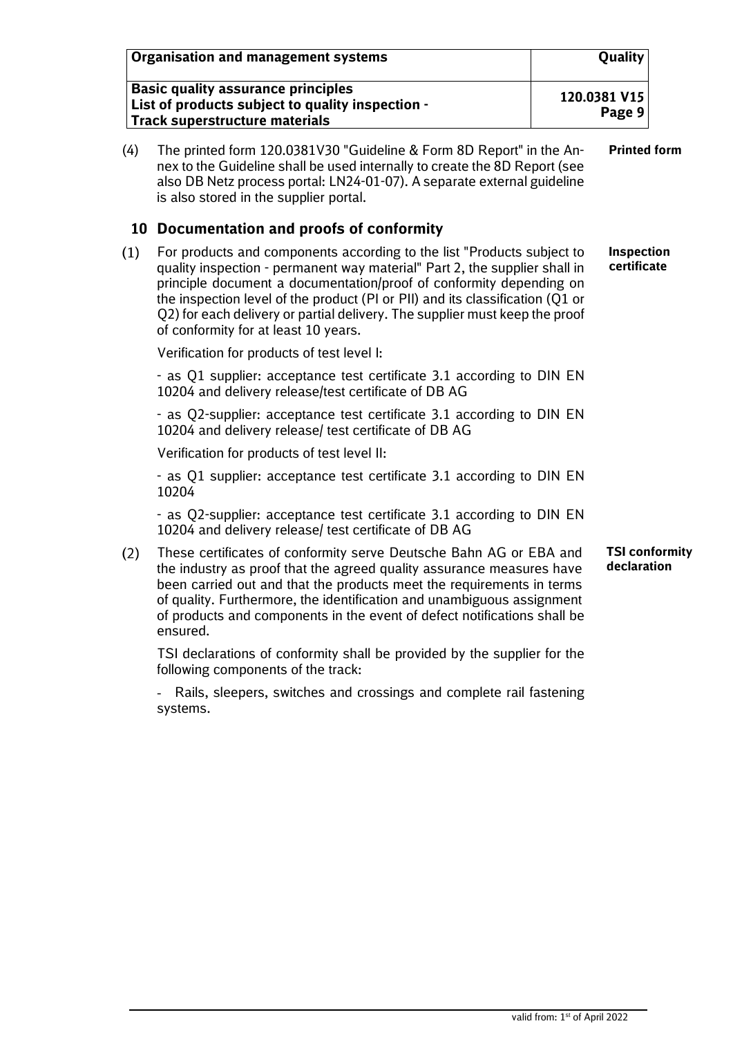(4) The printed form 120.0381V30 "Guideline & Form 8D Report" in the Annex to the Guideline shall be used internally to create the 8D Report (see also DB Netz process portal: LN24-01-07). A separate external guideline is also stored in the supplier portal.

**Printed form**

## 10 Documentation and proofs of conformity

**Inspection certificate**

(1) For products and components according to the list "Products subject to quality inspection - permanent way material" Part 2, the supplier shall in principle document a documentation/proof of conformity depending on the inspection level of the product (PI or PII) and its classification (Q1 or Q2) for each delivery or partial delivery. The supplier must keep the proof of conformity for at least 10 years.

Verification for products of test level I:

- as Q1 supplier: acceptance test certificate 3.1 according to DIN EN 10204 and delivery release/test certificate of DB AG

- as Q2-supplier: acceptance test certificate 3.1 according to DIN EN 10204 and delivery release/ test certificate of DB AG

Verification for products of test level II:

- as Q1 supplier: acceptance test certificate 3.1 according to DIN EN 10204

- as Q2-supplier: acceptance test certificate 3.1 according to DIN EN 10204 and delivery release/ test certificate of DB AG

**TSI conformity declaration**

(2) These certificates of conformity serve Deutsche Bahn AG or EBA and the industry as proof that the agreed quality assurance measures have been carried out and that the products meet the requirements in terms of quality. Furthermore, the identification and unambiguous assignment of products and components in the event of defect notifications shall be ensured.

TSI declarations of conformity shall be provided by the supplier for the following components of the track:

- Rails, sleepers, switches and crossings and complete rail fastening systems.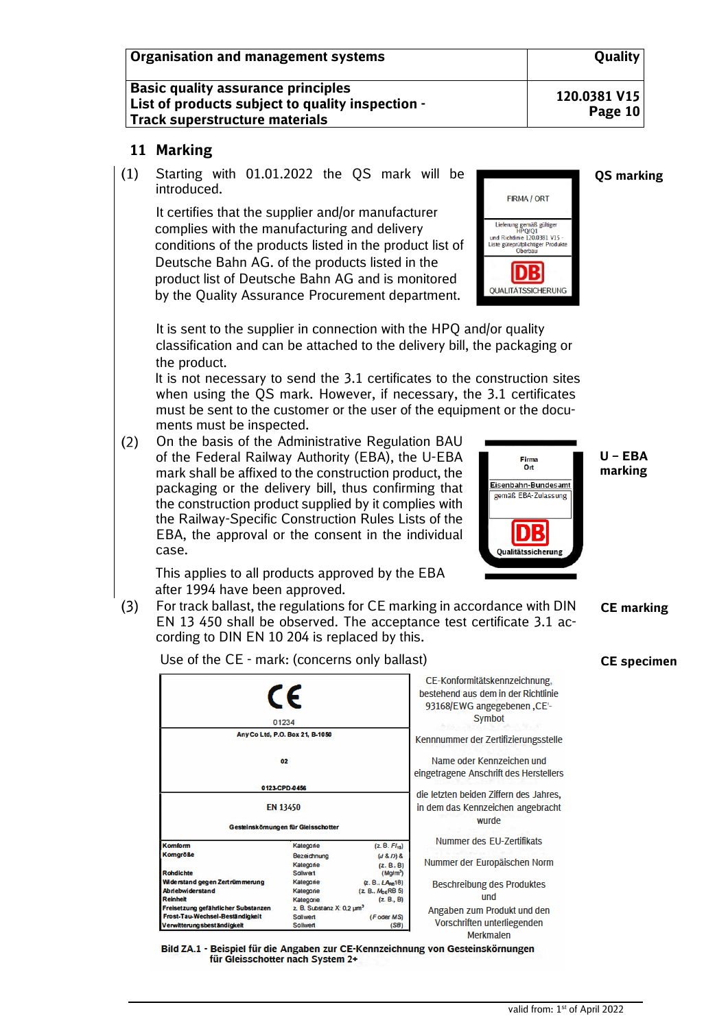## 11 Marking

**QS marking**

(1) Starting with 01.01.2022 the QS mark will be introduced.

It certifies that the supplier and/or manufacturer complies with the manufacturing and delivery conditions of the products listed in the product list of Deutsche Bahn AG. of the products listed in the product list of Deutsche Bahn AG and is monitored by the Quality Assurance Procurement department.

| FIRMA / ORT |
|---|
| Lieferung gemäß gültiger HPQ/QI und Richtlinie 120.0381 V15 - Liste güteprüfpflichtiger Produkte Oberbau |
| DB QUALITÄTSSICHERUNG |

It is sent to the supplier in connection with the HPQ and/or quality classification and can be attached to the delivery bill, the packaging or the product.
It is not necessary to send the 3.1 certificates to the construction sites when using the QS mark. However, if necessary, the 3.1 certificates must be sent to the customer or the user of the equipment or the documents must be inspected.

**U – EBA marking**

(2) On the basis of the Administrative Regulation BAU of the Federal Railway Authority (EBA), the U-EBA mark shall be affixed to the construction product, the packaging or the delivery bill, thus confirming that the construction product supplied by it complies with the Railway-Specific Construction Rules Lists of the EBA, the approval or the consent in the individual case.

| Firma Ort |
|---|
| Eisenbahn-Bundesamt gemäß EBA-Zulassung |
| DB Qualitätssicherung |

This applies to all products approved by the EBA after 1994 have been approved.

**CE marking**

(3) For track ballast, the regulations for CE marking in accordance with DIN EN 13 450 shall be observed. The acceptance test certificate 3.1 according to DIN EN 10 204 is replaced by this.

**CE specimen**

Use of the CE - mark: (concerns only ballast)

| CE 01234 | | | CE-Konformitätskennzeichnung, bestehend aus dem in der Richtlinie 93168/EWG angegebenen ‚CE'-Symbol; Kennnummer der Zertifizierungsstelle |
|---|---|---|---|
| Any Co Ltd, P.O. Box 21, B-1050 | | | Name oder Kennzeichen und eingetragene Anschrift des Herstellers |
| 02 | | | die letzten beiden Ziffern des Jahres, in dem das Kennzeichen angebracht wurde |
| 0123-CPD-0456 | | | Nummer des EU-Zertifikats |
| EN 13450 | | | Nummer der Europäischen Norm |
| Gesteinskörnungen für Gleisschotter | | | Beschreibung des Produktes und |
| Kornform | Kategorie | (z. B. $FI_{15}$) | Angaben zum Produkt und den Vorschriften unterliegenden Merkmalen |
| Korngröße | Bezeichnung | ($d$ & $D$) & | |
| | Kategorie | (z. B. B) | |
| Rohdichte | Sollwert | ($Mg/m^3$) | |
| Widerstand gegen Zertrümmerung | Kategorie | (z. B. $LA_{RB}$18) | |
| Abriebwiderstand | Kategorie | (z. B. $M_{DE}$RB 5) | |
| Reinheit | Kategorie | (z. B. B) | |
| Freisetzung gefährlicher Substanzen | z. B. Substanz X: 0,2 $\mu m^3$ | | |
| Frost-Tau-Wechsel-Beständigkeit | Sollwert | ($F$ oder $MS$) | |
| Verwitterungsbeständigkeit | Sollwert | ($SB$) | |

**Bild ZA.1 - Beispiel für die Angaben zur CE-Kennzeichnung von Gesteinskörnungen für Gleisschotter nach System 2+**

valid from: 1st of April 2022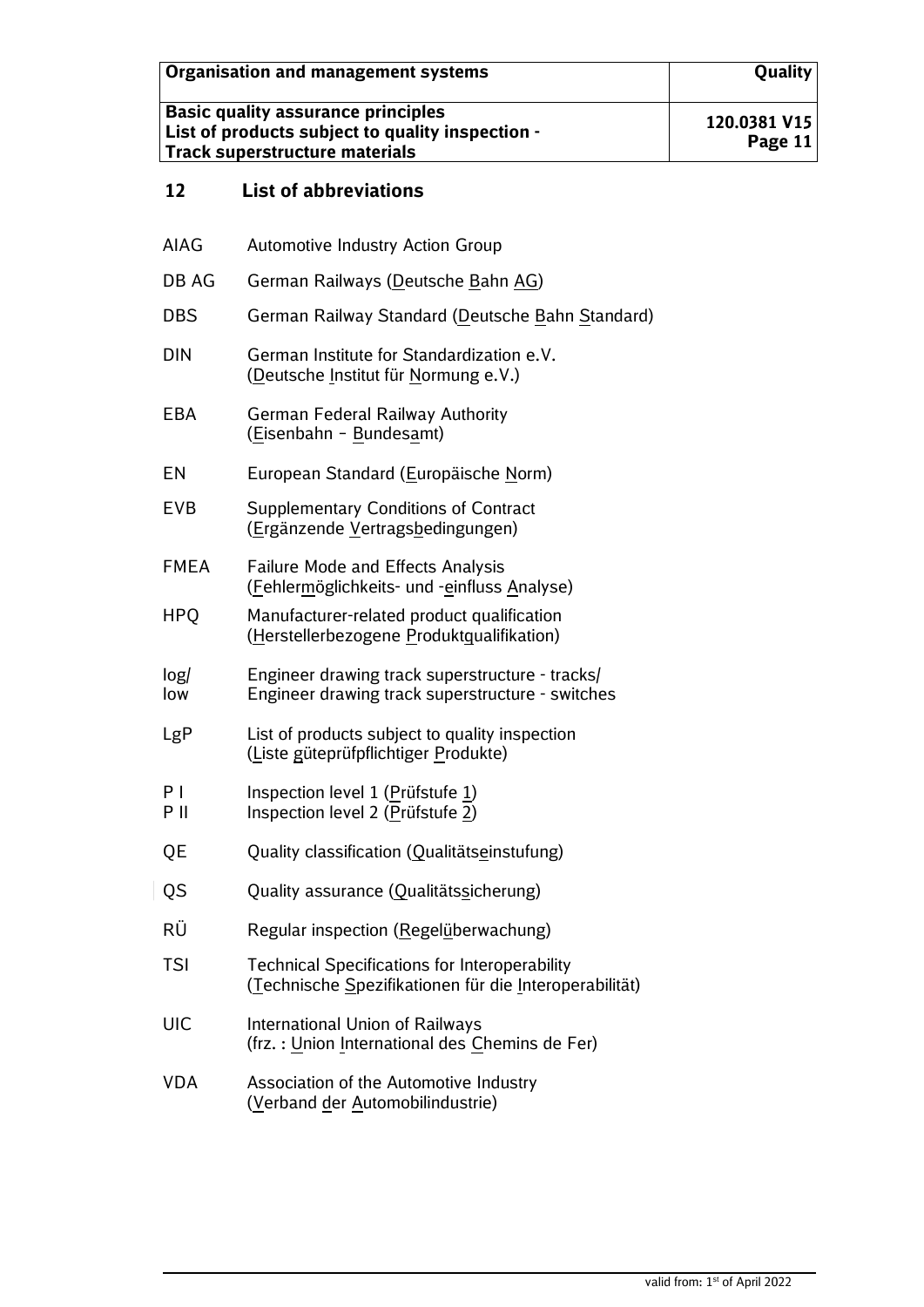## 12 List of abbreviations

| | |
|---|---|
| AIAG | Automotive Industry Action Group |
| DB AG | German Railways (Deutsche Bahn AG) |
| DBS | German Railway Standard (Deutsche Bahn Standard) |
| DIN | German Institute for Standardization e.V. (Deutsche Institut für Normung e.V.) |
| EBA | German Federal Railway Authority (Eisenbahn – Bundesamt) |
| EN | European Standard (Europäische Norm) |
| EVB | Supplementary Conditions of Contract (Ergänzende Vertragsbedingungen) |
| FMEA | Failure Mode and Effects Analysis (Fehlermöglichkeits- und -einfluss Analyse) |
| HPQ | Manufacturer-related product qualification (Herstellerbezogene Produktqualifikation) |
| log/ low | Engineer drawing track superstructure - tracks/ Engineer drawing track superstructure - switches |
| LgP | List of products subject to quality inspection (Liste güteprüfpflichtiger Produkte) |
| P I P II | Inspection level 1 (Prüfstufe 1) Inspection level 2 (Prüfstufe 2) |
| QE | Quality classification (Qualitätseinstufung) |
| QS | Quality assurance (Qualitätssicherung) |
| RÜ | Regular inspection (Regelüberwachung) |
| TSI | Technical Specifications for Interoperability (Technische Spezifikationen für die Interoperabilität) |
| UIC | International Union of Railways (frz. : Union International des Chemins de Fer) |
| VDA | Association of the Automotive Industry (Verband der Automobilindustrie) |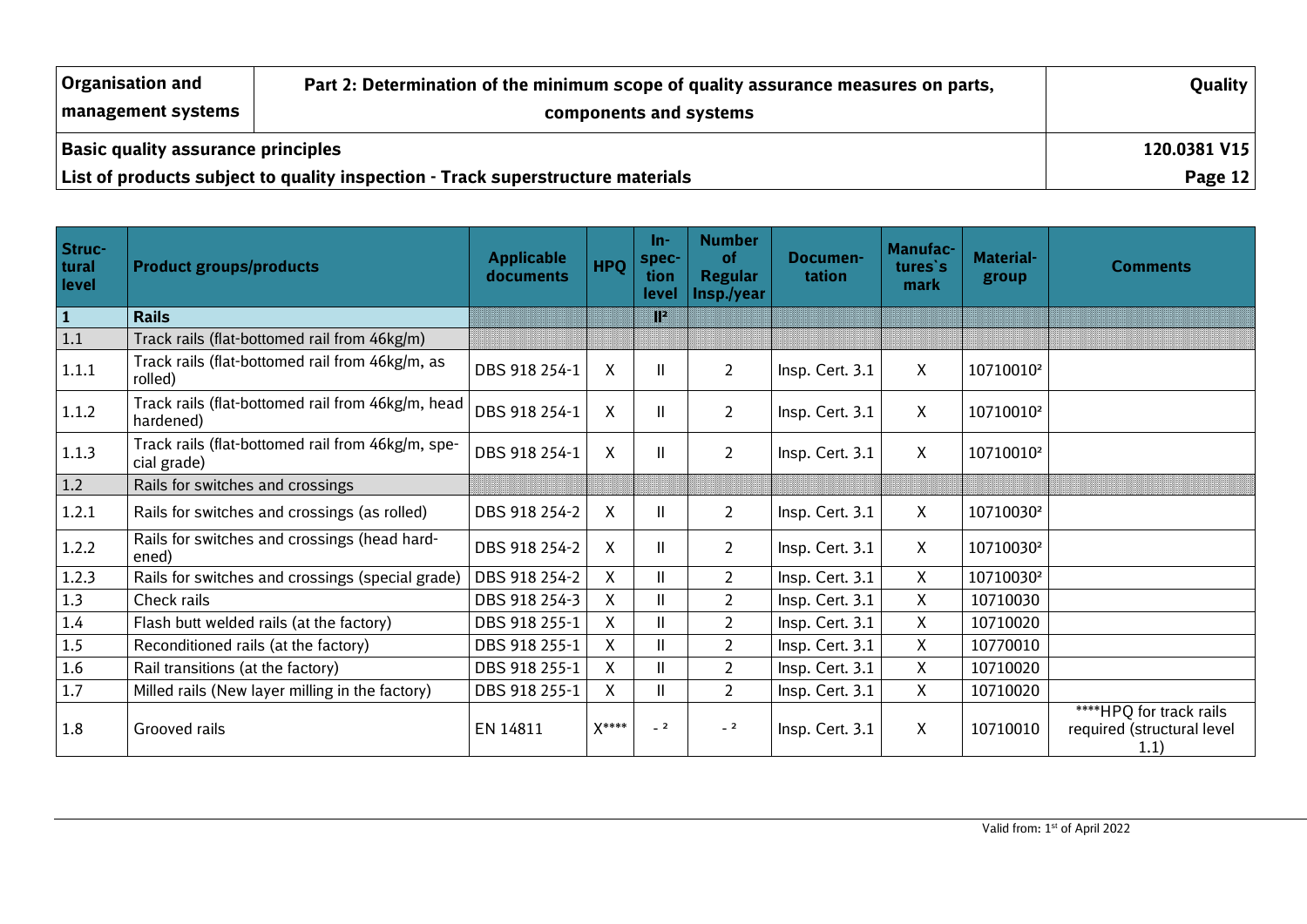| Organisation and management systems | Part 2: Determination of the minimum scope of quality assurance measures on parts, components and systems | Quality |
|---|---|---|
| **Basic quality assurance principles** | | **120.0381 V15** |
| **List of products subject to quality inspection - Track superstructure materials** | | |

| Structural level | Product groups/products | Applicable documents | HPQ | Inspection level | Number of Regular Insp./year | Documentation | Manufactures`s mark | Material-group | Comments |
|---|---|---|---|---|---|---|---|---|---|
| **1** | **Rails** | | | **II²** | | | | | |
| 1.1 | Track rails (flat-bottomed rail from 46kg/m) | | | | | | | | |
| 1.1.1 | Track rails (flat-bottomed rail from 46kg/m, as rolled) | DBS 918 254-1 | X | II | 2 | Insp. Cert. 3.1 | X | 10710010² | |
| 1.1.2 | Track rails (flat-bottomed rail from 46kg/m, head hardened) | DBS 918 254-1 | X | II | 2 | Insp. Cert. 3.1 | X | 10710010² | |
| 1.1.3 | Track rails (flat-bottomed rail from 46kg/m, special grade) | DBS 918 254-1 | X | II | 2 | Insp. Cert. 3.1 | X | 10710010² | |
| 1.2 | Rails for switches and crossings | | | | | | | | |
| 1.2.1 | Rails for switches and crossings (as rolled) | DBS 918 254-2 | X | II | 2 | Insp. Cert. 3.1 | X | 10710030² | |
| 1.2.2 | Rails for switches and crossings (head hardened) | DBS 918 254-2 | X | II | 2 | Insp. Cert. 3.1 | X | 10710030² | |
| 1.2.3 | Rails for switches and crossings (special grade) | DBS 918 254-2 | X | II | 2 | Insp. Cert. 3.1 | X | 10710030² | |
| 1.3 | Check rails | DBS 918 254-3 | X | II | 2 | Insp. Cert. 3.1 | X | 10710030 | |
| 1.4 | Flash butt welded rails (at the factory) | DBS 918 255-1 | X | II | 2 | Insp. Cert. 3.1 | X | 10710020 | |
| 1.5 | Reconditioned rails (at the factory) | DBS 918 255-1 | X | II | 2 | Insp. Cert. 3.1 | X | 10770010 | |
| 1.6 | Rail transitions (at the factory) | DBS 918 255-1 | X | II | 2 | Insp. Cert. 3.1 | X | 10710020 | |
| 1.7 | Milled rails (New layer milling in the factory) | DBS 918 255-1 | X | II | 2 | Insp. Cert. 3.1 | X | 10710020 | |
| 1.8 | Grooved rails | EN 14811 | X**** | - ² | - ² | Insp. Cert. 3.1 | X | 10710010 | ****HPQ for track rails required (structural level 1.1) |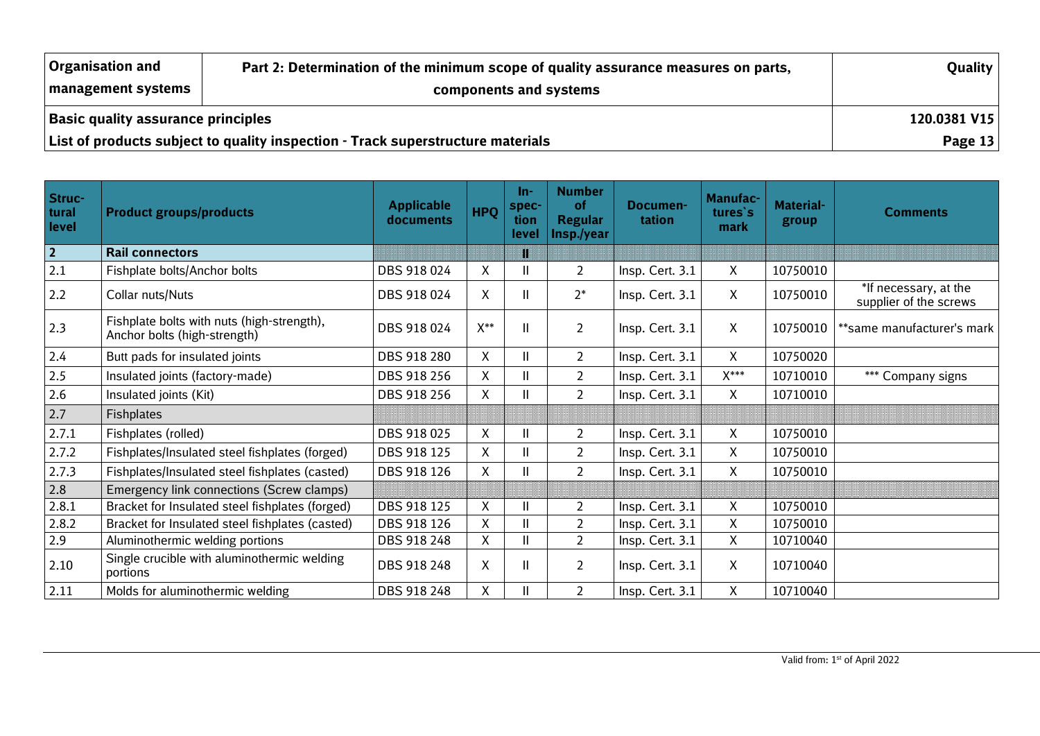| Structural level | Product groups/products | Applicable documents | HPQ | Inspection level | Number of Regular Insp./year | Documentation | Manufactures`s mark | Material-group | Comments |
|---|---|---|---|---|---|---|---|---|---|
| **2** | **Rail connectors** | | | **II** | | | | | |
| 2.1 | Fishplate bolts/Anchor bolts | DBS 918 024 | X | II | 2 | Insp. Cert. 3.1 | X | 10750010 | |
| 2.2 | Collar nuts/Nuts | DBS 918 024 | X | II | 2* | Insp. Cert. 3.1 | X | 10750010 | *If necessary, at the supplier of the screws |
| 2.3 | Fishplate bolts with nuts (high-strength), Anchor bolts (high-strength) | DBS 918 024 | X** | II | 2 | Insp. Cert. 3.1 | X | 10750010 | **same manufacturer's mark |
| 2.4 | Butt pads for insulated joints | DBS 918 280 | X | II | 2 | Insp. Cert. 3.1 | X | 10750020 | |
| 2.5 | Insulated joints (factory-made) | DBS 918 256 | X | II | 2 | Insp. Cert. 3.1 | X*** | 10710010 | *** Company signs |
| 2.6 | Insulated joints (Kit) | DBS 918 256 | X | II | 2 | Insp. Cert. 3.1 | X | 10710010 | |
| 2.7 | Fishplates | | | | | | | | |
| 2.7.1 | Fishplates (rolled) | DBS 918 025 | X | II | 2 | Insp. Cert. 3.1 | X | 10750010 | |
| 2.7.2 | Fishplates/Insulated steel fishplates (forged) | DBS 918 125 | X | II | 2 | Insp. Cert. 3.1 | X | 10750010 | |
| 2.7.3 | Fishplates/Insulated steel fishplates (casted) | DBS 918 126 | X | II | 2 | Insp. Cert. 3.1 | X | 10750010 | |
| 2.8 | Emergency link connections (Screw clamps) | | | | | | | | |
| 2.8.1 | Bracket for Insulated steel fishplates (forged) | DBS 918 125 | X | II | 2 | Insp. Cert. 3.1 | X | 10750010 | |
| 2.8.2 | Bracket for Insulated steel fishplates (casted) | DBS 918 126 | X | II | 2 | Insp. Cert. 3.1 | X | 10750010 | |
| 2.9 | Aluminothermic welding portions | DBS 918 248 | X | II | 2 | Insp. Cert. 3.1 | X | 10710040 | |
| 2.10 | Single crucible with aluminothermic welding portions | DBS 918 248 | X | II | 2 | Insp. Cert. 3.1 | X | 10710040 | |
| 2.11 | Molds for aluminothermic welding | DBS 918 248 | X | II | 2 | Insp. Cert. 3.1 | X | 10710040 | |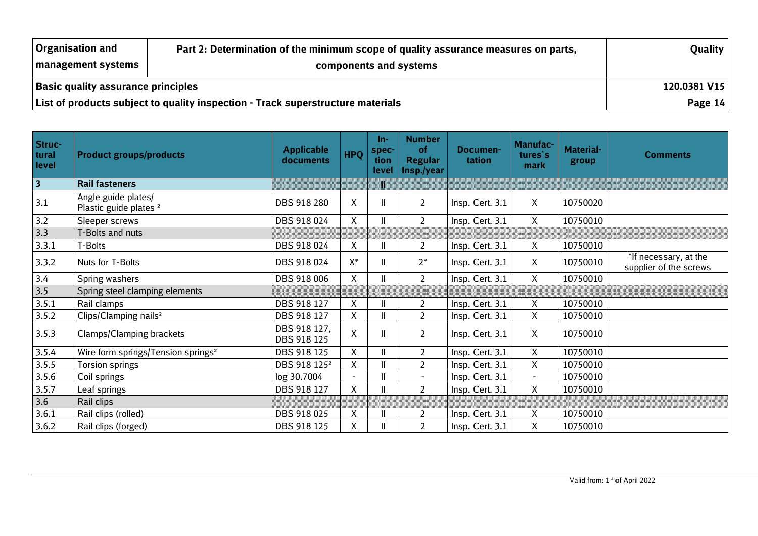| Struc-tural level | Product groups/products | Applicable documents | HPQ | In-spec-tion level | Number of Regular Insp./year | Documen-tation | Manufac-tures`s mark | Material-group | Comments |
|---|---|---|---|---|---|---|---|---|---|
| **3** | **Rail fasteners** | | | **II** | | | | | |
| 3.1 | Angle guide plates/ Plastic guide plates ² | DBS 918 280 | X | II | 2 | Insp. Cert. 3.1 | X | 10750020 | |
| 3.2 | Sleeper screws | DBS 918 024 | X | II | 2 | Insp. Cert. 3.1 | X | 10750010 | |
| 3.3 | T-Bolts and nuts | | | | | | | | |
| 3.3.1 | T-Bolts | DBS 918 024 | X | II | 2 | Insp. Cert. 3.1 | X | 10750010 | |
| 3.3.2 | Nuts for T-Bolts | DBS 918 024 | X* | II | 2* | Insp. Cert. 3.1 | X | 10750010 | *If necessary, at the supplier of the screws |
| 3.4 | Spring washers | DBS 918 006 | X | II | 2 | Insp. Cert. 3.1 | X | 10750010 | |
| 3.5 | Spring steel clamping elements | | | | | | | | |
| 3.5.1 | Rail clamps | DBS 918 127 | X | II | 2 | Insp. Cert. 3.1 | X | 10750010 | |
| 3.5.2 | Clips/Clamping nails² | DBS 918 127 | X | II | 2 | Insp. Cert. 3.1 | X | 10750010 | |
| 3.5.3 | Clamps/Clamping brackets | DBS 918 127, DBS 918 125 | X | II | 2 | Insp. Cert. 3.1 | X | 10750010 | |
| 3.5.4 | Wire form springs/Tension springs² | DBS 918 125 | X | II | 2 | Insp. Cert. 3.1 | X | 10750010 | |
| 3.5.5 | Torsion springs | DBS 918 125² | X | II | 2 | Insp. Cert. 3.1 | X | 10750010 | |
| 3.5.6 | Coil springs | log 30.7004 | - | II | - | Insp. Cert. 3.1 | - | 10750010 | |
| 3.5.7 | Leaf springs | DBS 918 127 | X | II | 2 | Insp. Cert. 3.1 | X | 10750010 | |
| 3.6 | Rail clips | | | | | | | | |
| 3.6.1 | Rail clips (rolled) | DBS 918 025 | X | II | 2 | Insp. Cert. 3.1 | X | 10750010 | |
| 3.6.2 | Rail clips (forged) | DBS 918 125 | X | II | 2 | Insp. Cert. 3.1 | X | 10750010 | |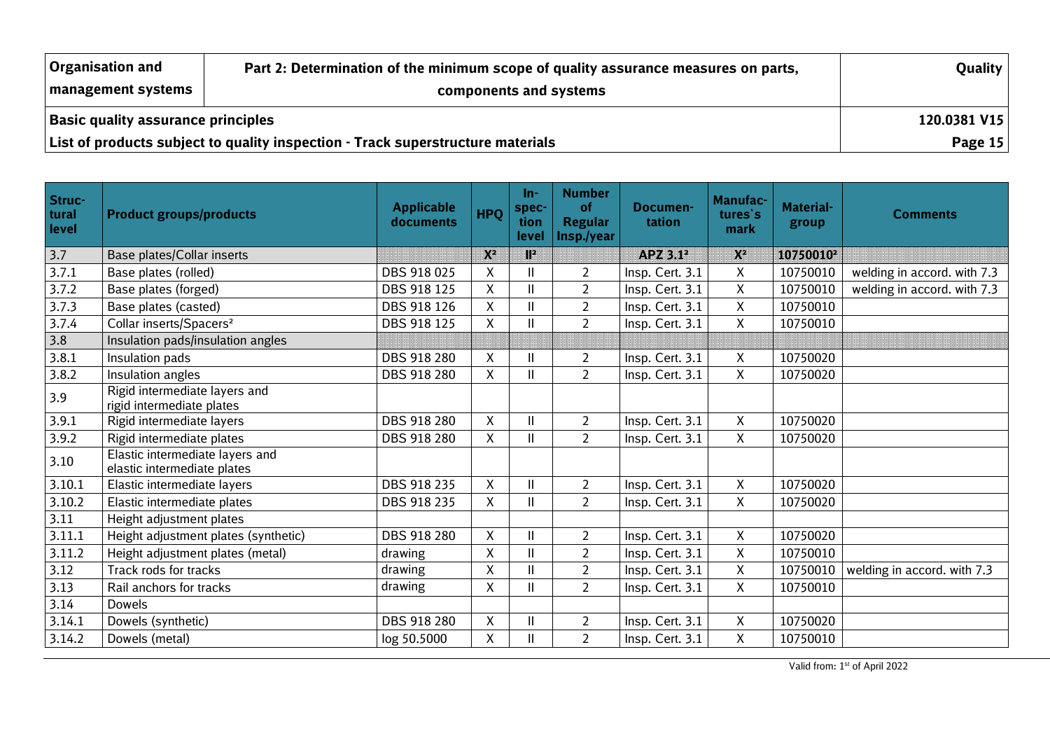| Struc-tural level | Product groups/products | Applicable documents | HPQ | In-spec-tion level | Number of Regular Insp./year | Documen-tation | Manufac-tures`s mark | Material-group | Comments |
|---|---|---|---|---|---|---|---|---|---|
| 3.7 | Base plates/Collar inserts | | X² | II² | | APZ 3.1² | X² | 10750010² | |
| 3.7.1 | Base plates (rolled) | DBS 918 025 | X | II | 2 | Insp. Cert. 3.1 | X | 10750010 | welding in accord. with 7.3 |
| 3.7.2 | Base plates (forged) | DBS 918 125 | X | II | 2 | Insp. Cert. 3.1 | X | 10750010 | welding in accord. with 7.3 |
| 3.7.3 | Base plates (casted) | DBS 918 126 | X | II | 2 | Insp. Cert. 3.1 | X | 10750010 | |
| 3.7.4 | Collar inserts/Spacers² | DBS 918 125 | X | II | 2 | Insp. Cert. 3.1 | X | 10750010 | |
| 3.8 | Insulation pads/insulation angles | | | | | | | | |
| 3.8.1 | Insulation pads | DBS 918 280 | X | II | 2 | Insp. Cert. 3.1 | X | 10750020 | |
| 3.8.2 | Insulation angles | DBS 918 280 | X | II | 2 | Insp. Cert. 3.1 | X | 10750020 | |
| 3.9 | Rigid intermediate layers and rigid intermediate plates | | | | | | | | |
| 3.9.1 | Rigid intermediate layers | DBS 918 280 | X | II | 2 | Insp. Cert. 3.1 | X | 10750020 | |
| 3.9.2 | Rigid intermediate plates | DBS 918 280 | X | II | 2 | Insp. Cert. 3.1 | X | 10750020 | |
| 3.10 | Elastic intermediate layers and elastic intermediate plates | | | | | | | | |
| 3.10.1 | Elastic intermediate layers | DBS 918 235 | X | II | 2 | Insp. Cert. 3.1 | X | 10750020 | |
| 3.10.2 | Elastic intermediate plates | DBS 918 235 | X | II | 2 | Insp. Cert. 3.1 | X | 10750020 | |
| 3.11 | Height adjustment plates | | | | | | | | |
| 3.11.1 | Height adjustment plates (synthetic) | DBS 918 280 | X | II | 2 | Insp. Cert. 3.1 | X | 10750020 | |
| 3.11.2 | Height adjustment plates (metal) | drawing | X | II | 2 | Insp. Cert. 3.1 | X | 10750010 | |
| 3.12 | Track rods for tracks | drawing | X | II | 2 | Insp. Cert. 3.1 | X | 10750010 | welding in accord. with 7.3 |
| 3.13 | Rail anchors for tracks | drawing | X | II | 2 | Insp. Cert. 3.1 | X | 10750010 | |
| 3.14 | Dowels | | | | | | | | |
| 3.14.1 | Dowels (synthetic) | DBS 918 280 | X | II | 2 | Insp. Cert. 3.1 | X | 10750020 | |
| 3.14.2 | Dowels (metal) | log 50.5000 | X | II | 2 | Insp. Cert. 3.1 | X | 10750010 | |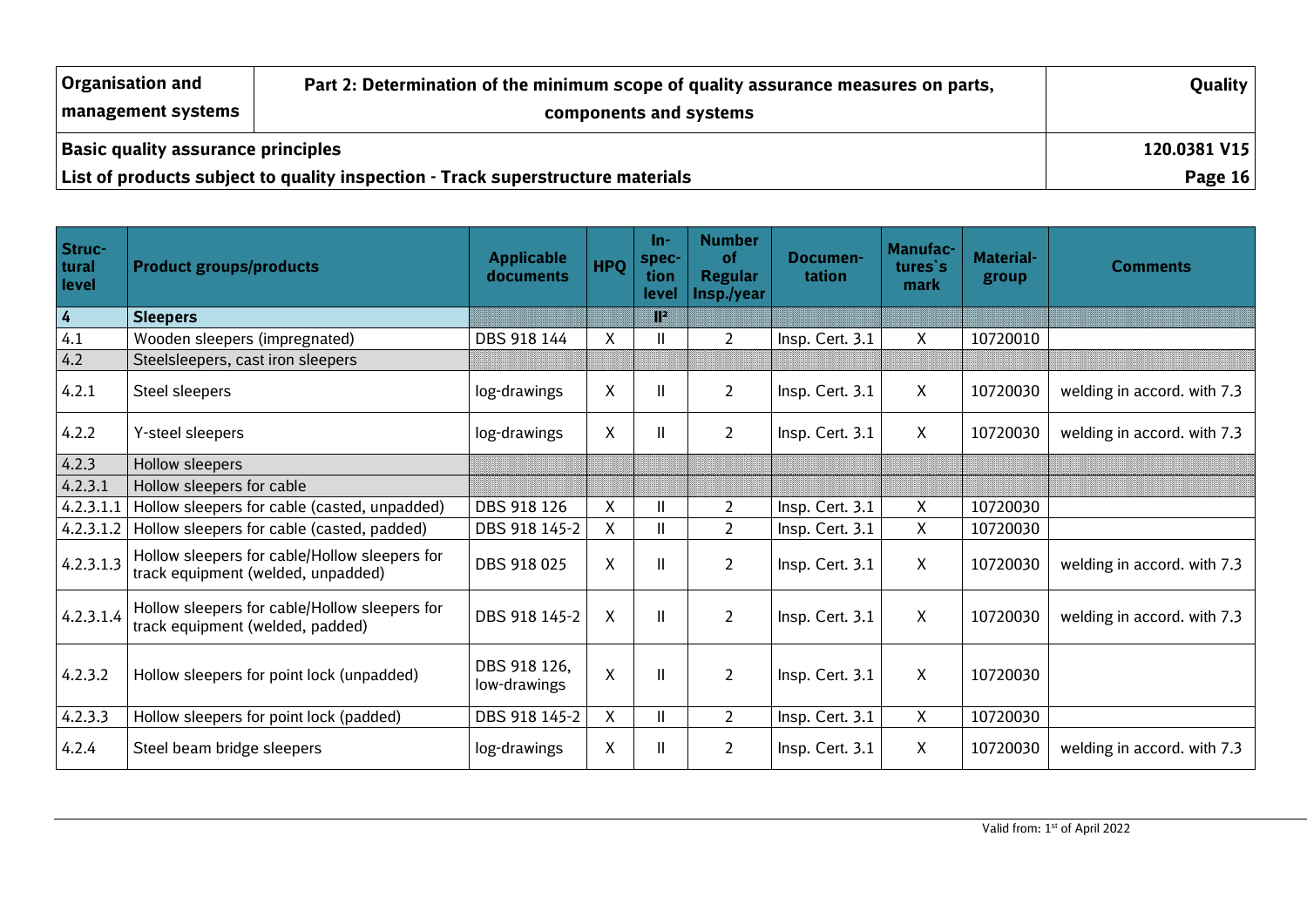| Structural level | Product groups/products | Applicable documents | HPQ | Inspection level | Number of Regular Insp./year | Documentation | Manufactures`s mark | Material-group | Comments |
|---|---|---|---|---|---|---|---|---|---|
| 4 | **Sleepers** | | | II[2] | | | | | |
| 4.1 | Wooden sleepers (impregnated) | DBS 918 144 | X | II | 2 | Insp. Cert. 3.1 | X | 10720010 | |
| 4.2 | Steelsleepers, cast iron sleepers | | | | | | | | |
| 4.2.1 | Steel sleepers | log-drawings | X | II | 2 | Insp. Cert. 3.1 | X | 10720030 | welding in accord. with 7.3 |
| 4.2.2 | Y-steel sleepers | log-drawings | X | II | 2 | Insp. Cert. 3.1 | X | 10720030 | welding in accord. with 7.3 |
| 4.2.3 | Hollow sleepers | | | | | | | | |
| 4.2.3.1 | Hollow sleepers for cable | | | | | | | | |
| 4.2.3.1.1 | Hollow sleepers for cable (casted, unpadded) | DBS 918 126 | X | II | 2 | Insp. Cert. 3.1 | X | 10720030 | |
| 4.2.3.1.2 | Hollow sleepers for cable (casted, padded) | DBS 918 145-2 | X | II | 2 | Insp. Cert. 3.1 | X | 10720030 | |
| 4.2.3.1.3 | Hollow sleepers for cable/Hollow sleepers for track equipment (welded, unpadded) | DBS 918 025 | X | II | 2 | Insp. Cert. 3.1 | X | 10720030 | welding in accord. with 7.3 |
| 4.2.3.1.4 | Hollow sleepers for cable/Hollow sleepers for track equipment (welded, padded) | DBS 918 145-2 | X | II | 2 | Insp. Cert. 3.1 | X | 10720030 | welding in accord. with 7.3 |
| 4.2.3.2 | Hollow sleepers for point lock (unpadded) | DBS 918 126, low-drawings | X | II | 2 | Insp. Cert. 3.1 | X | 10720030 | |
| 4.2.3.3 | Hollow sleepers for point lock (padded) | DBS 918 145-2 | X | II | 2 | Insp. Cert. 3.1 | X | 10720030 | |
| 4.2.4 | Steel beam bridge sleepers | log-drawings | X | II | 2 | Insp. Cert. 3.1 | X | 10720030 | welding in accord. with 7.3 |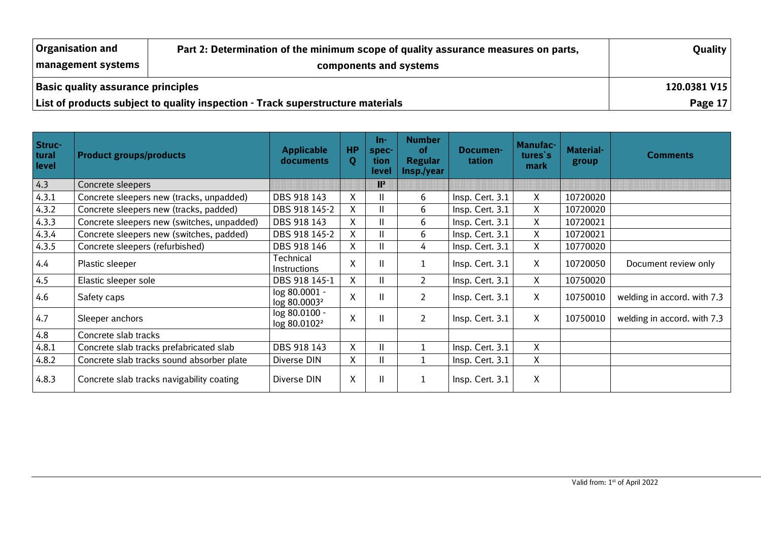| Structural level | Product groups/products | Applicable documents | HPQ | Inspection level | Number of Regular Insp./year | Documentation | Manufactures`s mark | Material-group | Comments |
|---|---|---|---|---|---|---|---|---|---|
| 4.3 | Concrete sleepers | | | II² | | | | | |
| 4.3.1 | Concrete sleepers new (tracks, unpadded) | DBS 918 143 | X | II | 6 | Insp. Cert. 3.1 | X | 10720020 | |
| 4.3.2 | Concrete sleepers new (tracks, padded) | DBS 918 145-2 | X | II | 6 | Insp. Cert. 3.1 | X | 10720020 | |
| 4.3.3 | Concrete sleepers new (switches, unpadded) | DBS 918 143 | X | II | 6 | Insp. Cert. 3.1 | X | 10720021 | |
| 4.3.4 | Concrete sleepers new (switches, padded) | DBS 918 145-2 | X | II | 6 | Insp. Cert. 3.1 | X | 10720021 | |
| 4.3.5 | Concrete sleepers (refurbished) | DBS 918 146 | X | II | 4 | Insp. Cert. 3.1 | X | 10770020 | |
| 4.4 | Plastic sleeper | Technical Instructions | X | II | 1 | Insp. Cert. 3.1 | X | 10720050 | Document review only |
| 4.5 | Elastic sleeper sole | DBS 918 145-1 | X | II | 2 | Insp. Cert. 3.1 | X | 10750020 | |
| 4.6 | Safety caps | log 80.0001 - log 80.0003² | X | II | 2 | Insp. Cert. 3.1 | X | 10750010 | welding in accord. with 7.3 |
| 4.7 | Sleeper anchors | log 80.0100 - log 80.0102² | X | II | 2 | Insp. Cert. 3.1 | X | 10750010 | welding in accord. with 7.3 |
| 4.8 | Concrete slab tracks | | | | | | | | |
| 4.8.1 | Concrete slab tracks prefabricated slab | DBS 918 143 | X | II | 1 | Insp. Cert. 3.1 | X | | |
| 4.8.2 | Concrete slab tracks sound absorber plate | Diverse DIN | X | II | 1 | Insp. Cert. 3.1 | X | | |
| 4.8.3 | Concrete slab tracks navigability coating | Diverse DIN | X | II | 1 | Insp. Cert. 3.1 | X | | |

Valid from: 1st of April 2022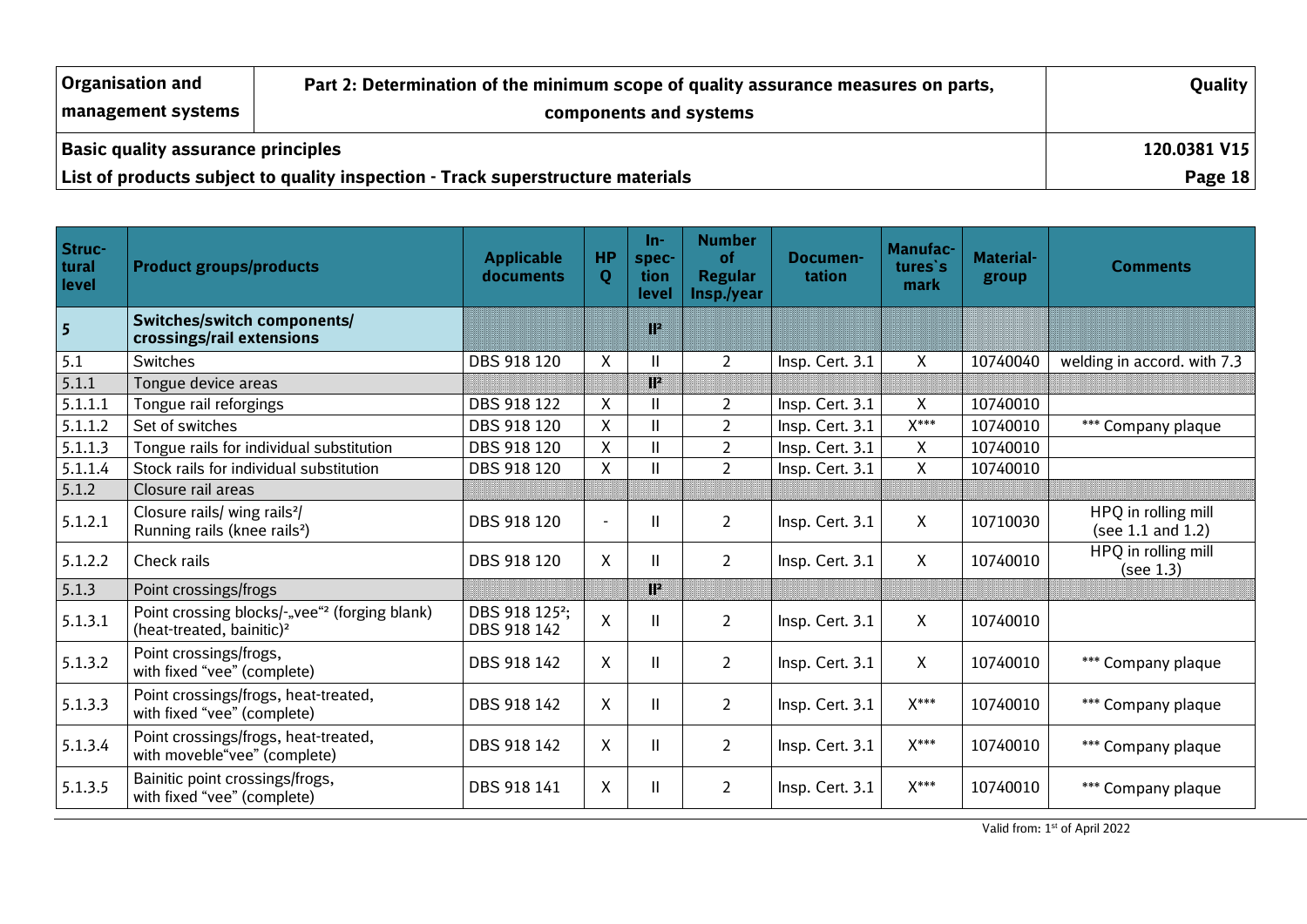| Structural level | Product groups/products | Applicable documents | HPQ | Inspection level | Number of Regular Insp./year | Documentation | Manufactures`s mark | Material-group | Comments |
|---|---|---|---|---|---|---|---|---|---|
| **5** | **Switches/switch components/ crossings/rail extensions** | | | II[2] | | | | | |
| 5.1 | Switches | DBS 918 120 | X | II | 2 | Insp. Cert. 3.1 | X | 10740040 | welding in accord. with 7.3 |
| 5.1.1 | Tongue device areas | | | II[2] | | | | | |
| 5.1.1.1 | Tongue rail reforgings | DBS 918 122 | X | II | 2 | Insp. Cert. 3.1 | X | 10740010 | |
| 5.1.1.2 | Set of switches | DBS 918 120 | X | II | 2 | Insp. Cert. 3.1 | X*** | 10740010 | *** Company plaque |
| 5.1.1.3 | Tongue rails for individual substitution | DBS 918 120 | X | II | 2 | Insp. Cert. 3.1 | X | 10740010 | |
| 5.1.1.4 | Stock rails for individual substitution | DBS 918 120 | X | II | 2 | Insp. Cert. 3.1 | X | 10740010 | |
| 5.1.2 | Closure rail areas | | | | | | | | |
| 5.1.2.1 | Closure rails/ wing rails[2]/ Running rails (knee rails[2]) | DBS 918 120 | - | II | 2 | Insp. Cert. 3.1 | X | 10710030 | HPQ in rolling mill (see 1.1 and 1.2) |
| 5.1.2.2 | Check rails | DBS 918 120 | X | II | 2 | Insp. Cert. 3.1 | X | 10740010 | HPQ in rolling mill (see 1.3) |
| 5.1.3 | Point crossings/frogs | | | II[2] | | | | | |
| 5.1.3.1 | Point crossing blocks/-„vee“[2] (forging blank) (heat-treated, bainitic)[2] | DBS 918 125[2]; DBS 918 142 | X | II | 2 | Insp. Cert. 3.1 | X | 10740010 | |
| 5.1.3.2 | Point crossings/frogs, with fixed “vee” (complete) | DBS 918 142 | X | II | 2 | Insp. Cert. 3.1 | X | 10740010 | *** Company plaque |
| 5.1.3.3 | Point crossings/frogs, heat-treated, with fixed “vee” (complete) | DBS 918 142 | X | II | 2 | Insp. Cert. 3.1 | X*** | 10740010 | *** Company plaque |
| 5.1.3.4 | Point crossings/frogs, heat-treated, with moveble“vee” (complete) | DBS 918 142 | X | II | 2 | Insp. Cert. 3.1 | X*** | 10740010 | *** Company plaque |
| 5.1.3.5 | Bainitic point crossings/frogs, with fixed “vee” (complete) | DBS 918 141 | X | II | 2 | Insp. Cert. 3.1 | X*** | 10740010 | *** Company plaque |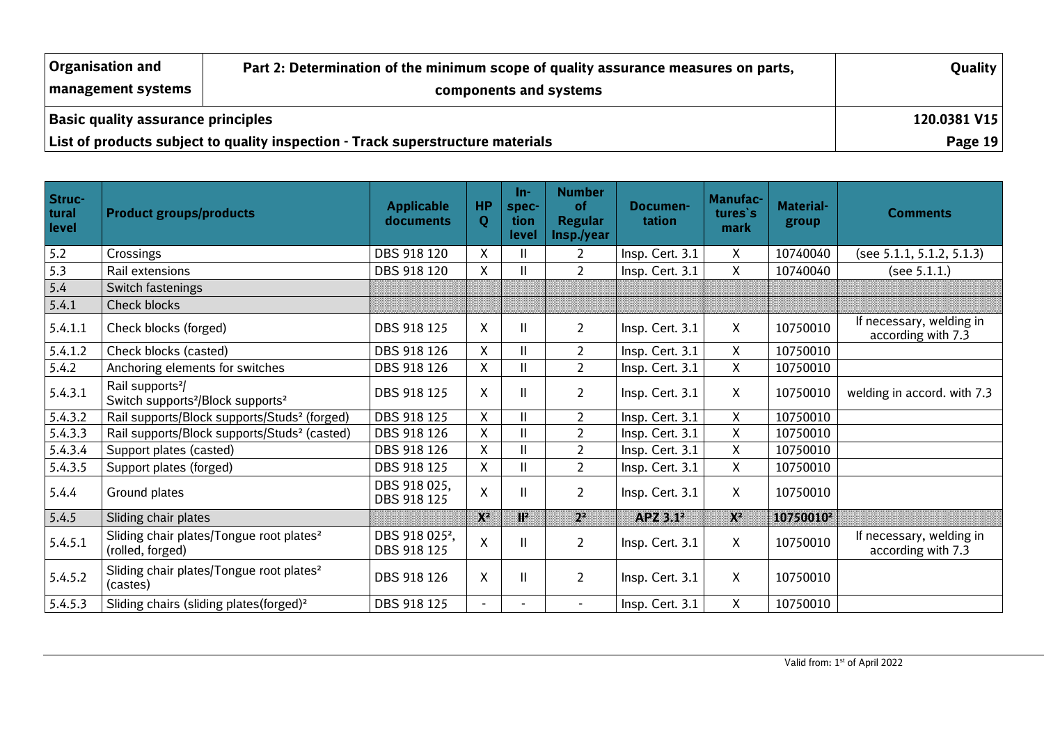| Organisation and management systems | Part 2: Determination of the minimum scope of quality assurance measures on parts, components and systems | Quality |
|---|---|---|
| **Basic quality assurance principles** | | **120.0381 V15** |
| **List of products subject to quality inspection - Track superstructure materials** | | |

| Structural level | Product groups/products | Applicable documents | HPQ | Inspection level | Number of Regular Insp./year | Documentation | Manufactures`s mark | Material-group | Comments |
|---|---|---|---|---|---|---|---|---|---|
| 5.2 | Crossings | DBS 918 120 | X | II | 2 | Insp. Cert. 3.1 | X | 10740040 | (see 5.1.1, 5.1.2, 5.1.3) |
| 5.3 | Rail extensions | DBS 918 120 | X | II | 2 | Insp. Cert. 3.1 | X | 10740040 | (see 5.1.1.) |
| 5.4 | Switch fastenings | | | | | | | | |
| 5.4.1 | Check blocks | | | | | | | | |
| 5.4.1.1 | Check blocks (forged) | DBS 918 125 | X | II | 2 | Insp. Cert. 3.1 | X | 10750010 | If necessary, welding in according with 7.3 |
| 5.4.1.2 | Check blocks (casted) | DBS 918 126 | X | II | 2 | Insp. Cert. 3.1 | X | 10750010 | |
| 5.4.2 | Anchoring elements for switches | DBS 918 126 | X | II | 2 | Insp. Cert. 3.1 | X | 10750010 | |
| 5.4.3.1 | Rail supports²/ Switch supports²/Block supports² | DBS 918 125 | X | II | 2 | Insp. Cert. 3.1 | X | 10750010 | welding in accord. with 7.3 |
| 5.4.3.2 | Rail supports/Block supports/Studs² (forged) | DBS 918 125 | X | II | 2 | Insp. Cert. 3.1 | X | 10750010 | |
| 5.4.3.3 | Rail supports/Block supports/Studs² (casted) | DBS 918 126 | X | II | 2 | Insp. Cert. 3.1 | X | 10750010 | |
| 5.4.3.4 | Support plates (casted) | DBS 918 126 | X | II | 2 | Insp. Cert. 3.1 | X | 10750010 | |
| 5.4.3.5 | Support plates (forged) | DBS 918 125 | X | II | 2 | Insp. Cert. 3.1 | X | 10750010 | |
| 5.4.4 | Ground plates | DBS 918 025, DBS 918 125 | X | II | 2 | Insp. Cert. 3.1 | X | 10750010 | |
| 5.4.5 | Sliding chair plates | | X² | II² | 2² | APZ 3.1² | X² | 10750010² | |
| 5.4.5.1 | Sliding chair plates/Tongue root plates² (rolled, forged) | DBS 918 025², DBS 918 125 | X | II | 2 | Insp. Cert. 3.1 | X | 10750010 | If necessary, welding in according with 7.3 |
| 5.4.5.2 | Sliding chair plates/Tongue root plates² (castes) | DBS 918 126 | X | II | 2 | Insp. Cert. 3.1 | X | 10750010 | |
| 5.4.5.3 | Sliding chairs (sliding plates(forged)² | DBS 918 125 | - | - | - | Insp. Cert. 3.1 | X | 10750010 | |

Valid from: 1st of April 2022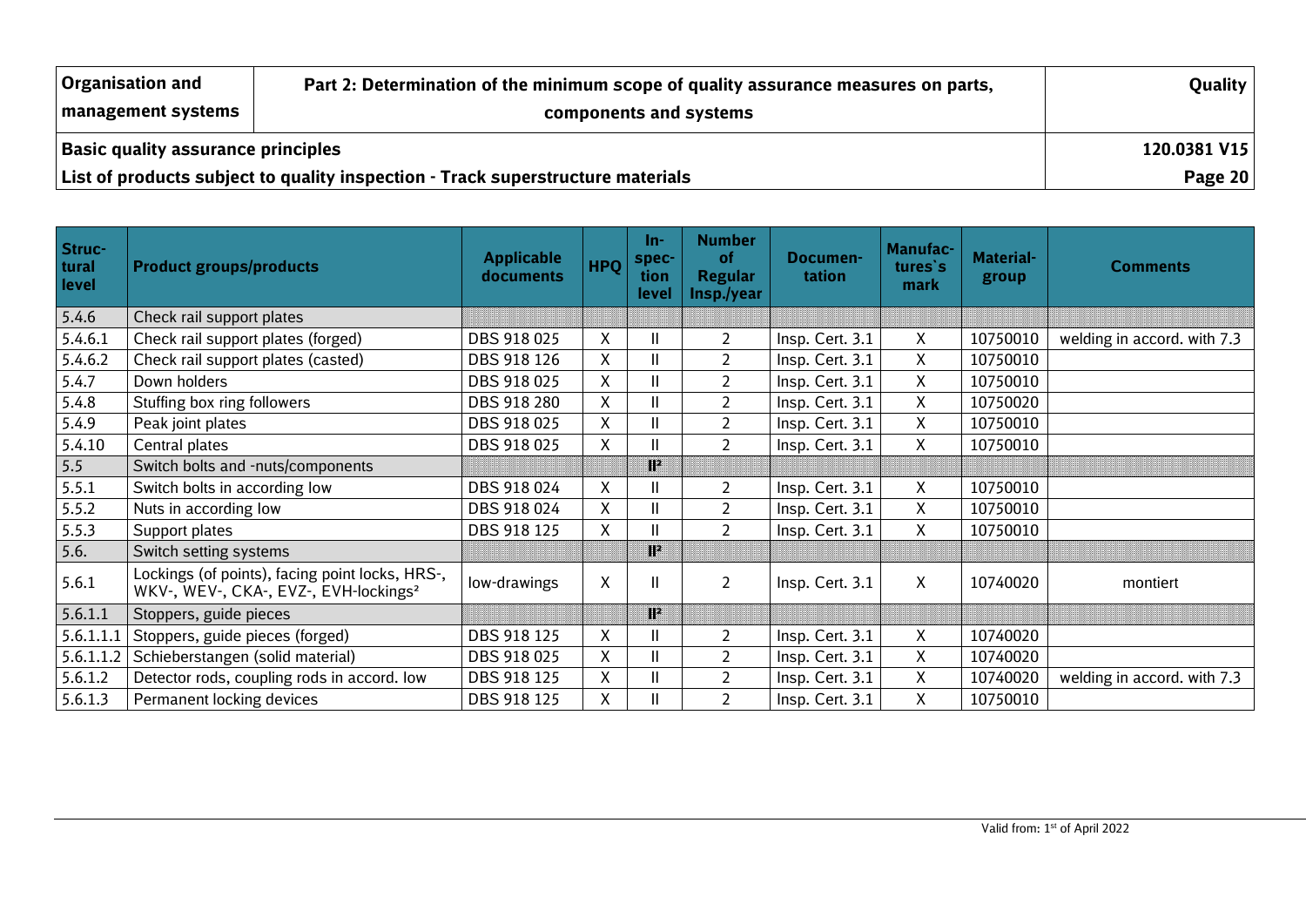| Struc-tural level | Product groups/products | Applicable documents | HPQ | In-spec-tion level | Number of Regular Insp./year | Documen-tation | Manufac-tures`s mark | Material-group | Comments |
|---|---|---|---|---|---|---|---|---|---|
| 5.4.6 | Check rail support plates | | | | | | | | |
| 5.4.6.1 | Check rail support plates (forged) | DBS 918 025 | X | II | 2 | Insp. Cert. 3.1 | X | 10750010 | welding in accord. with 7.3 |
| 5.4.6.2 | Check rail support plates (casted) | DBS 918 126 | X | II | 2 | Insp. Cert. 3.1 | X | 10750010 | |
| 5.4.7 | Down holders | DBS 918 025 | X | II | 2 | Insp. Cert. 3.1 | X | 10750010 | |
| 5.4.8 | Stuffing box ring followers | DBS 918 280 | X | II | 2 | Insp. Cert. 3.1 | X | 10750020 | |
| 5.4.9 | Peak joint plates | DBS 918 025 | X | II | 2 | Insp. Cert. 3.1 | X | 10750010 | |
| 5.4.10 | Central plates | DBS 918 025 | X | II | 2 | Insp. Cert. 3.1 | X | 10750010 | |
| 5.5 | Switch bolts and -nuts/components | | | II[2] | | | | | |
| 5.5.1 | Switch bolts in according low | DBS 918 024 | X | II | 2 | Insp. Cert. 3.1 | X | 10750010 | |
| 5.5.2 | Nuts in according low | DBS 918 024 | X | II | 2 | Insp. Cert. 3.1 | X | 10750010 | |
| 5.5.3 | Support plates | DBS 918 125 | X | II | 2 | Insp. Cert. 3.1 | X | 10750010 | |
| 5.6. | Switch setting systems | | | II[2] | | | | | |
| 5.6.1 | Lockings (of points), facing point locks, HRS-, WKV-, WEV-, CKA-, EVZ-, EVH-lockings[2] | low-drawings | X | II | 2 | Insp. Cert. 3.1 | X | 10740020 | montiert |
| 5.6.1.1 | Stoppers, guide pieces | | | II[2] | | | | | |
| 5.6.1.1.1 | Stoppers, guide pieces (forged) | DBS 918 125 | X | II | 2 | Insp. Cert. 3.1 | X | 10740020 | |
| 5.6.1.1.2 | Schieberstangen (solid material) | DBS 918 025 | X | II | 2 | Insp. Cert. 3.1 | X | 10740020 | |
| 5.6.1.2 | Detector rods, coupling rods in accord. low | DBS 918 125 | X | II | 2 | Insp. Cert. 3.1 | X | 10740020 | welding in accord. with 7.3 |
| 5.6.1.3 | Permanent locking devices | DBS 918 125 | X | II | 2 | Insp. Cert. 3.1 | X | 10750010 | |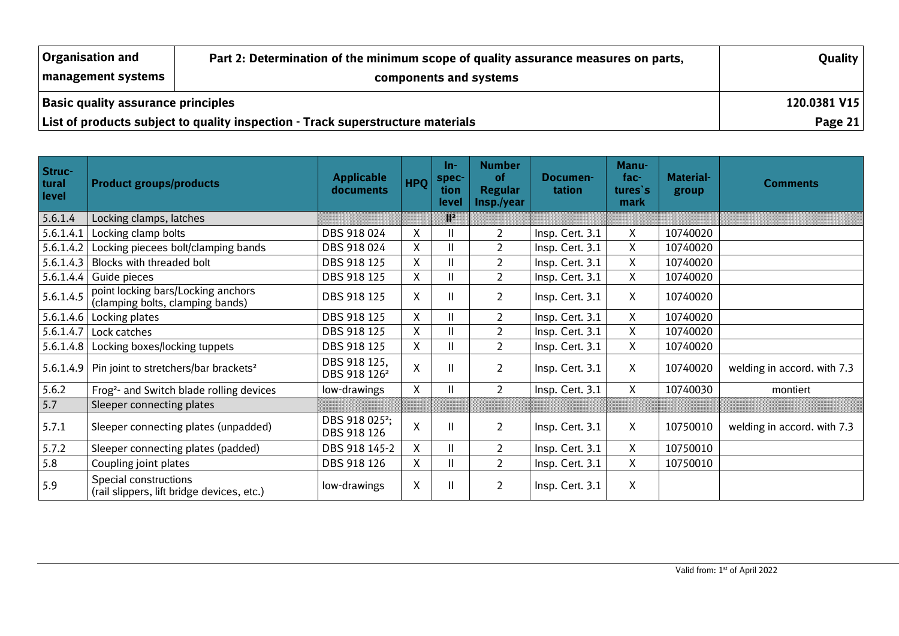| Struc-tural level | Product groups/products | Applicable documents | HPQ | In-spec-tion level | Number of Regular Insp./year | Documen-tation | Manu-fac-tures`s mark | Material-group | Comments |
|---|---|---|---|---|---|---|---|---|---|
| 5.6.1.4 | Locking clamps, latches | | | II² | | | | | |
| 5.6.1.4.1 | Locking clamp bolts | DBS 918 024 | X | II | 2 | Insp. Cert. 3.1 | X | 10740020 | |
| 5.6.1.4.2 | Locking piecees bolt/clamping bands | DBS 918 024 | X | II | 2 | Insp. Cert. 3.1 | X | 10740020 | |
| 5.6.1.4.3 | Blocks with threaded bolt | DBS 918 125 | X | II | 2 | Insp. Cert. 3.1 | X | 10740020 | |
| 5.6.1.4.4 | Guide pieces | DBS 918 125 | X | II | 2 | Insp. Cert. 3.1 | X | 10740020 | |
| 5.6.1.4.5 | point locking bars/Locking anchors (clamping bolts, clamping bands) | DBS 918 125 | X | II | 2 | Insp. Cert. 3.1 | X | 10740020 | |
| 5.6.1.4.6 | Locking plates | DBS 918 125 | X | II | 2 | Insp. Cert. 3.1 | X | 10740020 | |
| 5.6.1.4.7 | Lock catches | DBS 918 125 | X | II | 2 | Insp. Cert. 3.1 | X | 10740020 | |
| 5.6.1.4.8 | Locking boxes/locking tuppets | DBS 918 125 | X | II | 2 | Insp. Cert. 3.1 | X | 10740020 | |
| 5.6.1.4.9 | Pin joint to stretchers/bar brackets² | DBS 918 125, DBS 918 126² | X | II | 2 | Insp. Cert. 3.1 | X | 10740020 | welding in accord. with 7.3 |
| 5.6.2 | Frog²- and Switch blade rolling devices | low-drawings | X | II | 2 | Insp. Cert. 3.1 | X | 10740030 | montiert |
| 5.7 | Sleeper connecting plates | | | | | | | | |
| 5.7.1 | Sleeper connecting plates (unpadded) | DBS 918 025²; DBS 918 126 | X | II | 2 | Insp. Cert. 3.1 | X | 10750010 | welding in accord. with 7.3 |
| 5.7.2 | Sleeper connecting plates (padded) | DBS 918 145-2 | X | II | 2 | Insp. Cert. 3.1 | X | 10750010 | |
| 5.8 | Coupling joint plates | DBS 918 126 | X | II | 2 | Insp. Cert. 3.1 | X | 10750010 | |
| 5.9 | Special constructions (rail slippers, lift bridge devices, etc.) | low-drawings | X | II | 2 | Insp. Cert. 3.1 | X | | |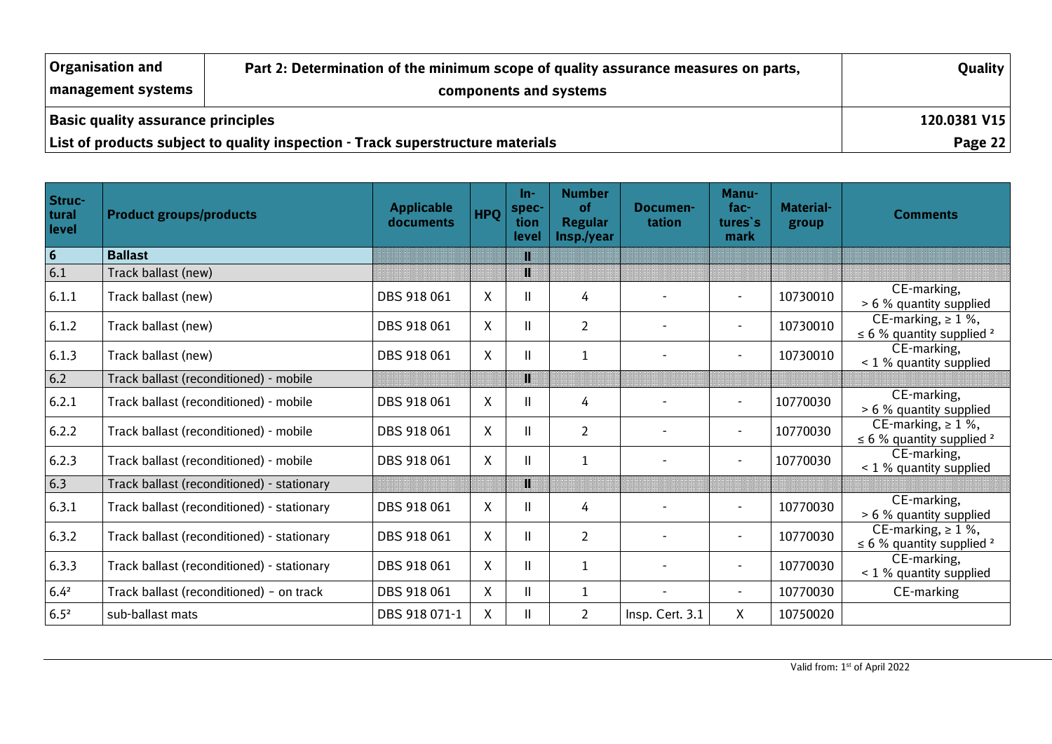| Organisation and management systems | Part 2: Determination of the minimum scope of quality assurance measures on parts, components and systems | Quality |
|---|---|---|
| Basic quality assurance principles | | 120.0381 V15 |
| List of products subject to quality inspection - Track superstructure materials | | |

| Structural level | Product groups/products | Applicable documents | HPQ | Inspection level | Number of Regular Insp./year | Documentation | Manufactures`s mark | Material-group | Comments |
|---|---|---|---|---|---|---|---|---|---|
| **6** | **Ballast** | | | II | | | | | |
| 6.1 | Track ballast (new) | | | II | | | | | |
| 6.1.1 | Track ballast (new) | DBS 918 061 | X | II | 4 | - | - | 10730010 | CE-marking, > 6 % quantity supplied |
| 6.1.2 | Track ballast (new) | DBS 918 061 | X | II | 2 | - | - | 10730010 | CE-marking, ≥ 1 %, ≤ 6 % quantity supplied [2] |
| 6.1.3 | Track ballast (new) | DBS 918 061 | X | II | 1 | - | - | 10730010 | CE-marking, < 1 % quantity supplied |
| 6.2 | Track ballast (reconditioned) - mobile | | | II | | | | | |
| 6.2.1 | Track ballast (reconditioned) - mobile | DBS 918 061 | X | II | 4 | - | - | 10770030 | CE-marking, > 6 % quantity supplied |
| 6.2.2 | Track ballast (reconditioned) - mobile | DBS 918 061 | X | II | 2 | - | - | 10770030 | CE-marking, ≥ 1 %, ≤ 6 % quantity supplied [2] |
| 6.2.3 | Track ballast (reconditioned) - mobile | DBS 918 061 | X | II | 1 | - | - | 10770030 | CE-marking, < 1 % quantity supplied |
| 6.3 | Track ballast (reconditioned) - stationary | | | II | | | | | |
| 6.3.1 | Track ballast (reconditioned) - stationary | DBS 918 061 | X | II | 4 | - | - | 10770030 | CE-marking, > 6 % quantity supplied |
| 6.3.2 | Track ballast (reconditioned) - stationary | DBS 918 061 | X | II | 2 | - | - | 10770030 | CE-marking, ≥ 1 %, ≤ 6 % quantity supplied [2] |
| 6.3.3 | Track ballast (reconditioned) - stationary | DBS 918 061 | X | II | 1 | - | - | 10770030 | CE-marking, < 1 % quantity supplied |
| 6.4[2] | Track ballast (reconditioned) – on track | DBS 918 061 | X | II | 1 | - | - | 10770030 | CE-marking |
| 6.5[2] | sub-ballast mats | DBS 918 071-1 | X | II | 2 | Insp. Cert. 3.1 | X | 10750020 | |

Valid from: 1st of April 2022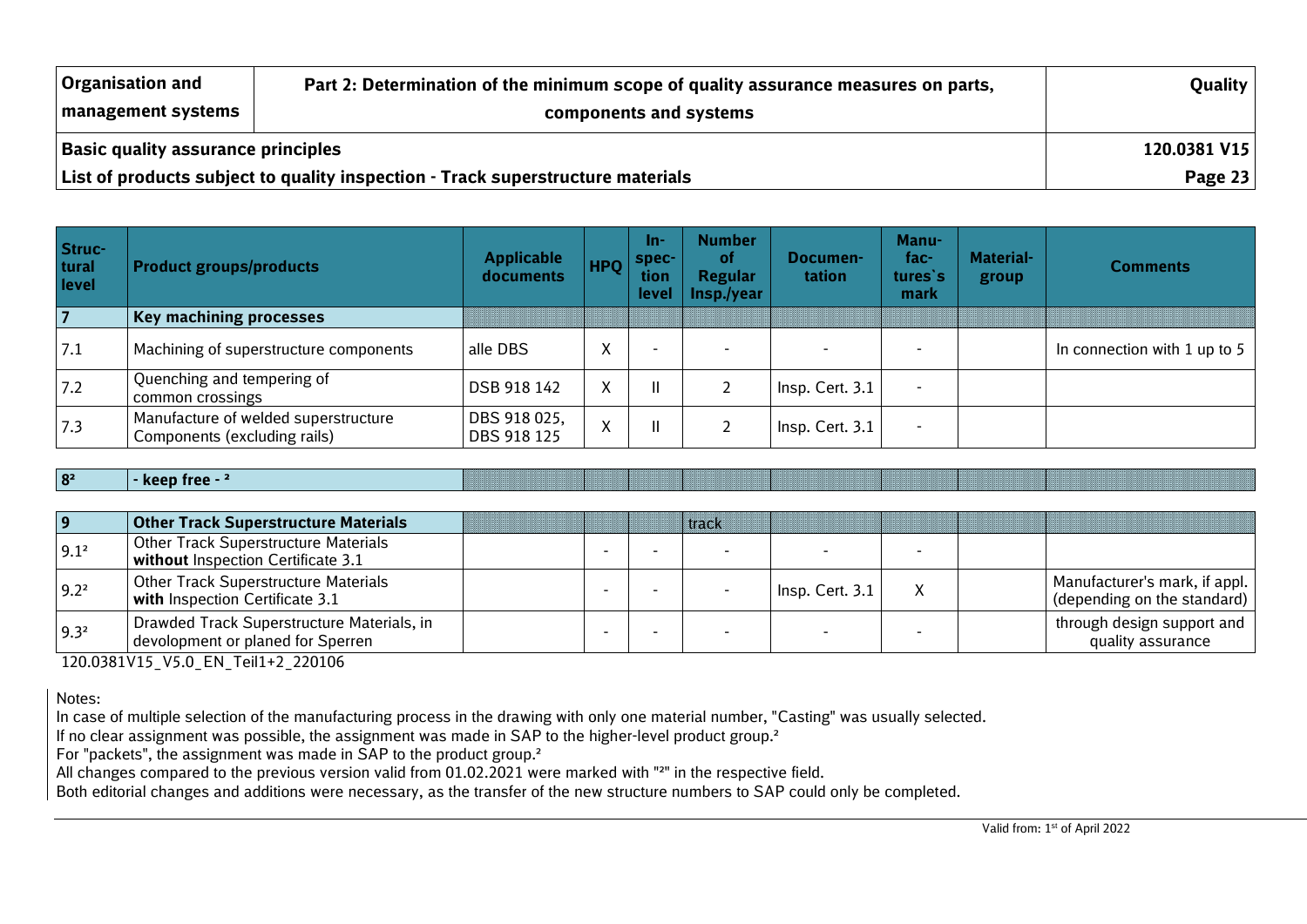| Structural level | Product groups/products | Applicable documents | HPQ | Inspection level | Number of Regular Insp./year | Documentation | Manufactures`s mark | Material-group | Comments |
|---|---|---|---|---|---|---|---|---|---|
| **7** | **Key machining processes** | | | | | | | | |
| 7.1 | Machining of superstructure components | alle DBS | X | - | - | - | - | | In connection with 1 up to 5 |
| 7.2 | Quenching and tempering of common crossings | DSB 918 142 | X | II | 2 | Insp. Cert. 3.1 | - | | |
| 7.3 | Manufacture of welded superstructure Components (excluding rails) | DBS 918 025, DBS 918 125 | X | II | 2 | Insp. Cert. 3.1 | - | | |
| **8²** | **- keep free - ²** | | | | | | | | |
| **9** | **Other Track Superstructure Materials** | | | | track | | | | |
| 9.1² | Other Track Superstructure Materials **without** Inspection Certificate 3.1 | | - | - | - | - | - | | |
| 9.2² | Other Track Superstructure Materials **with** Inspection Certificate 3.1 | | - | - | - | Insp. Cert. 3.1 | X | | Manufacturer's mark, if appl. (depending on the standard) |
| 9.3² | Drawded Track Superstructure Materials, in devolopment or planed for Sperren | | - | - | - | - | - | | through design support and quality assurance |

120.0381V15_V5.0_EN_Teil1+2_220106

Notes:

In case of multiple selection of the manufacturing process in the drawing with only one material number, "Casting" was usually selected.

If no clear assignment was possible, the assignment was made in SAP to the higher-level product group.²

For "packets", the assignment was made in SAP to the product group.²

All changes compared to the previous version valid from 01.02.2021 were marked with "²" in the respective field.

Both editorial changes and additions were necessary, as the transfer of the new structure numbers to SAP could only be completed.

Valid from: 1st of April 2022